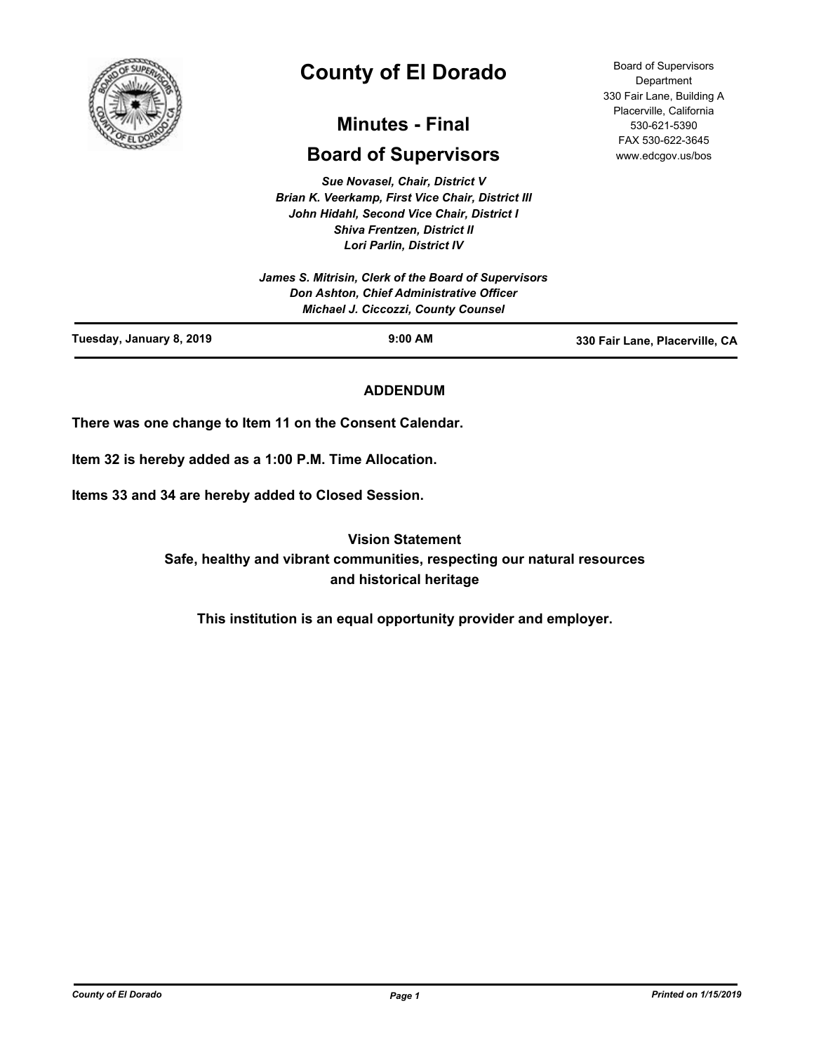# County of El Dorado

## Minutes - Final

## Board of Supervisors

Board of Supervisors Department
330 Fair Lane, Building A
Placerville, California
530-621-5390
FAX 530-622-3645
www.edcgov.us/bos

*Sue Novasel, Chair, District V*
*Brian K. Veerkamp, First Vice Chair, District III*
*John Hidahl, Second Vice Chair, District I*
*Shiva Frentzen, District II*
*Lori Parlin, District IV*

*James S. Mitrisin, Clerk of the Board of Supervisors*
*Don Ashton, Chief Administrative Officer*
*Michael J. Ciccozzi, County Counsel*

**Tuesday, January 8, 2019** **9:00 AM** **330 Fair Lane, Placerville, CA**

**ADDENDUM**

**There was one change to Item 11 on the Consent Calendar.**

**Item 32 is hereby added as a 1:00 P.M. Time Allocation.**

**Items 33 and 34 are hereby added to Closed Session.**

**Vision Statement**
**Safe, healthy and vibrant communities, respecting our natural resources and historical heritage**

**This institution is an equal opportunity provider and employer.**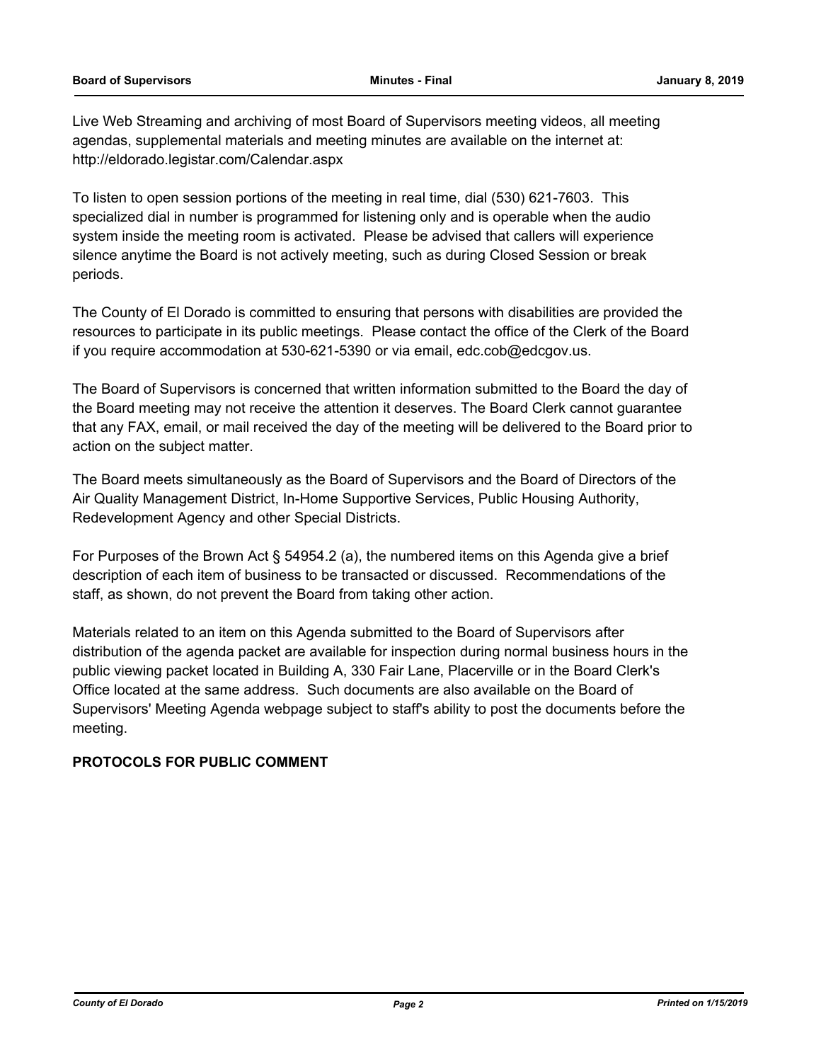Live Web Streaming and archiving of most Board of Supervisors meeting videos, all meeting agendas, supplemental materials and meeting minutes are available on the internet at: http://eldorado.legistar.com/Calendar.aspx

To listen to open session portions of the meeting in real time, dial (530) 621-7603. This specialized dial in number is programmed for listening only and is operable when the audio system inside the meeting room is activated. Please be advised that callers will experience silence anytime the Board is not actively meeting, such as during Closed Session or break periods.

The County of El Dorado is committed to ensuring that persons with disabilities are provided the resources to participate in its public meetings. Please contact the office of the Clerk of the Board if you require accommodation at 530-621-5390 or via email, edc.cob@edcgov.us.

The Board of Supervisors is concerned that written information submitted to the Board the day of the Board meeting may not receive the attention it deserves. The Board Clerk cannot guarantee that any FAX, email, or mail received the day of the meeting will be delivered to the Board prior to action on the subject matter.

The Board meets simultaneously as the Board of Supervisors and the Board of Directors of the Air Quality Management District, In-Home Supportive Services, Public Housing Authority, Redevelopment Agency and other Special Districts.

For Purposes of the Brown Act § 54954.2 (a), the numbered items on this Agenda give a brief description of each item of business to be transacted or discussed. Recommendations of the staff, as shown, do not prevent the Board from taking other action.

Materials related to an item on this Agenda submitted to the Board of Supervisors after distribution of the agenda packet are available for inspection during normal business hours in the public viewing packet located in Building A, 330 Fair Lane, Placerville or in the Board Clerk's Office located at the same address. Such documents are also available on the Board of Supervisors' Meeting Agenda webpage subject to staff's ability to post the documents before the meeting.

**PROTOCOLS FOR PUBLIC COMMENT**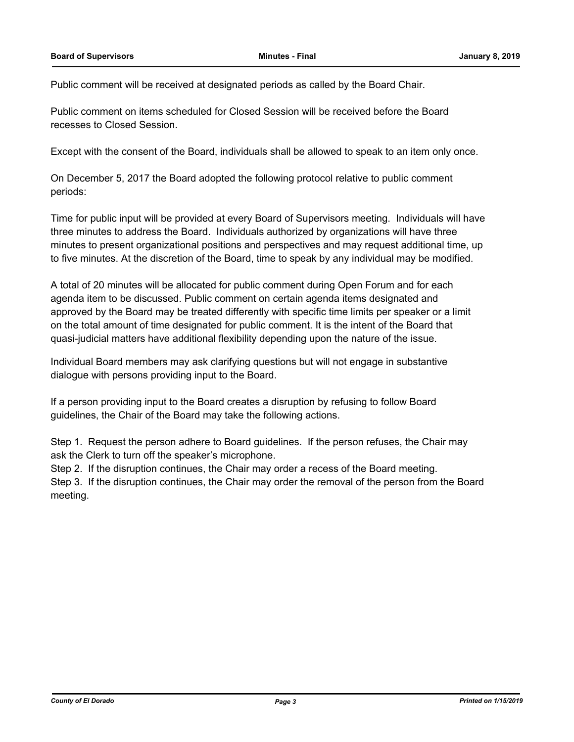Public comment will be received at designated periods as called by the Board Chair.

Public comment on items scheduled for Closed Session will be received before the Board recesses to Closed Session.

Except with the consent of the Board, individuals shall be allowed to speak to an item only once.

On December 5, 2017 the Board adopted the following protocol relative to public comment periods:

Time for public input will be provided at every Board of Supervisors meeting. Individuals will have three minutes to address the Board. Individuals authorized by organizations will have three minutes to present organizational positions and perspectives and may request additional time, up to five minutes. At the discretion of the Board, time to speak by any individual may be modified.

A total of 20 minutes will be allocated for public comment during Open Forum and for each agenda item to be discussed. Public comment on certain agenda items designated and approved by the Board may be treated differently with specific time limits per speaker or a limit on the total amount of time designated for public comment. It is the intent of the Board that quasi-judicial matters have additional flexibility depending upon the nature of the issue.

Individual Board members may ask clarifying questions but will not engage in substantive dialogue with persons providing input to the Board.

If a person providing input to the Board creates a disruption by refusing to follow Board guidelines, the Chair of the Board may take the following actions.

Step 1. Request the person adhere to Board guidelines. If the person refuses, the Chair may ask the Clerk to turn off the speaker's microphone.
Step 2. If the disruption continues, the Chair may order a recess of the Board meeting.
Step 3. If the disruption continues, the Chair may order the removal of the person from the Board meeting.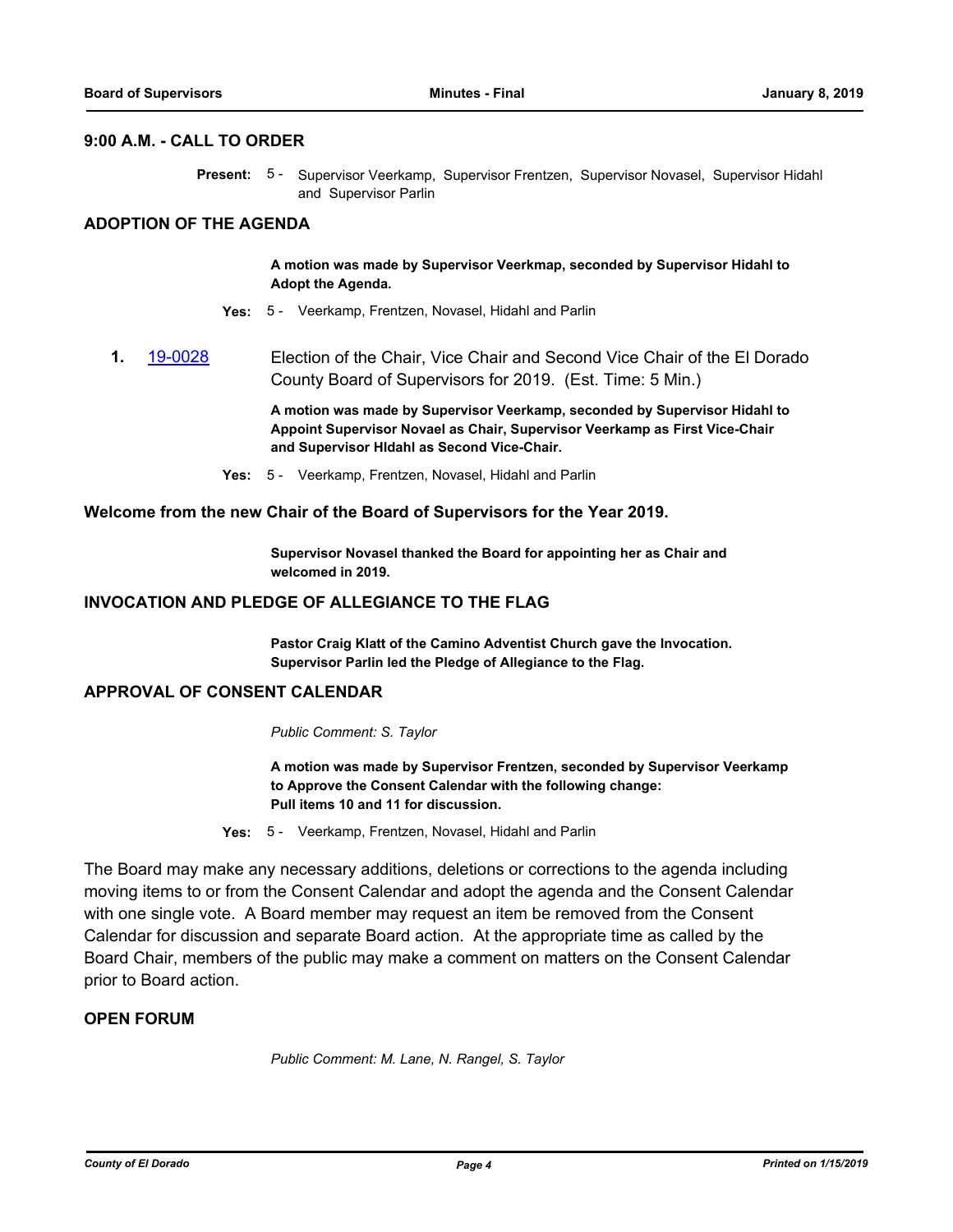## 9:00 A.M. - CALL TO ORDER

**Present:** 5 - Supervisor Veerkamp, Supervisor Frentzen, Supervisor Novasel, Supervisor Hidahl and Supervisor Parlin

## ADOPTION OF THE AGENDA

**A motion was made by Supervisor Veerkmap, seconded by Supervisor Hidahl to Adopt the Agenda.**

**Yes:** 5 - Veerkamp, Frentzen, Novasel, Hidahl and Parlin

**1.** [19-0028](19-0028) Election of the Chair, Vice Chair and Second Vice Chair of the El Dorado County Board of Supervisors for 2019. (Est. Time: 5 Min.)

**A motion was made by Supervisor Veerkamp, seconded by Supervisor Hidahl to Appoint Supervisor Novael as Chair, Supervisor Veerkamp as First Vice-Chair and Supervisor HIdahl as Second Vice-Chair.**

**Yes:** 5 - Veerkamp, Frentzen, Novasel, Hidahl and Parlin

## Welcome from the new Chair of the Board of Supervisors for the Year 2019.

**Supervisor Novasel thanked the Board for appointing her as Chair and welcomed in 2019.**

## INVOCATION AND PLEDGE OF ALLEGIANCE TO THE FLAG

**Pastor Craig Klatt of the Camino Adventist Church gave the Invocation. Supervisor Parlin led the Pledge of Allegiance to the Flag.**

## APPROVAL OF CONSENT CALENDAR

*Public Comment: S. Taylor*

**A motion was made by Supervisor Frentzen, seconded by Supervisor Veerkamp to Approve the Consent Calendar with the following change:**
**Pull items 10 and 11 for discussion.**

**Yes:** 5 - Veerkamp, Frentzen, Novasel, Hidahl and Parlin

The Board may make any necessary additions, deletions or corrections to the agenda including moving items to or from the Consent Calendar and adopt the agenda and the Consent Calendar with one single vote. A Board member may request an item be removed from the Consent Calendar for discussion and separate Board action. At the appropriate time as called by the Board Chair, members of the public may make a comment on matters on the Consent Calendar prior to Board action.

## OPEN FORUM

*Public Comment: M. Lane, N. Rangel, S. Taylor*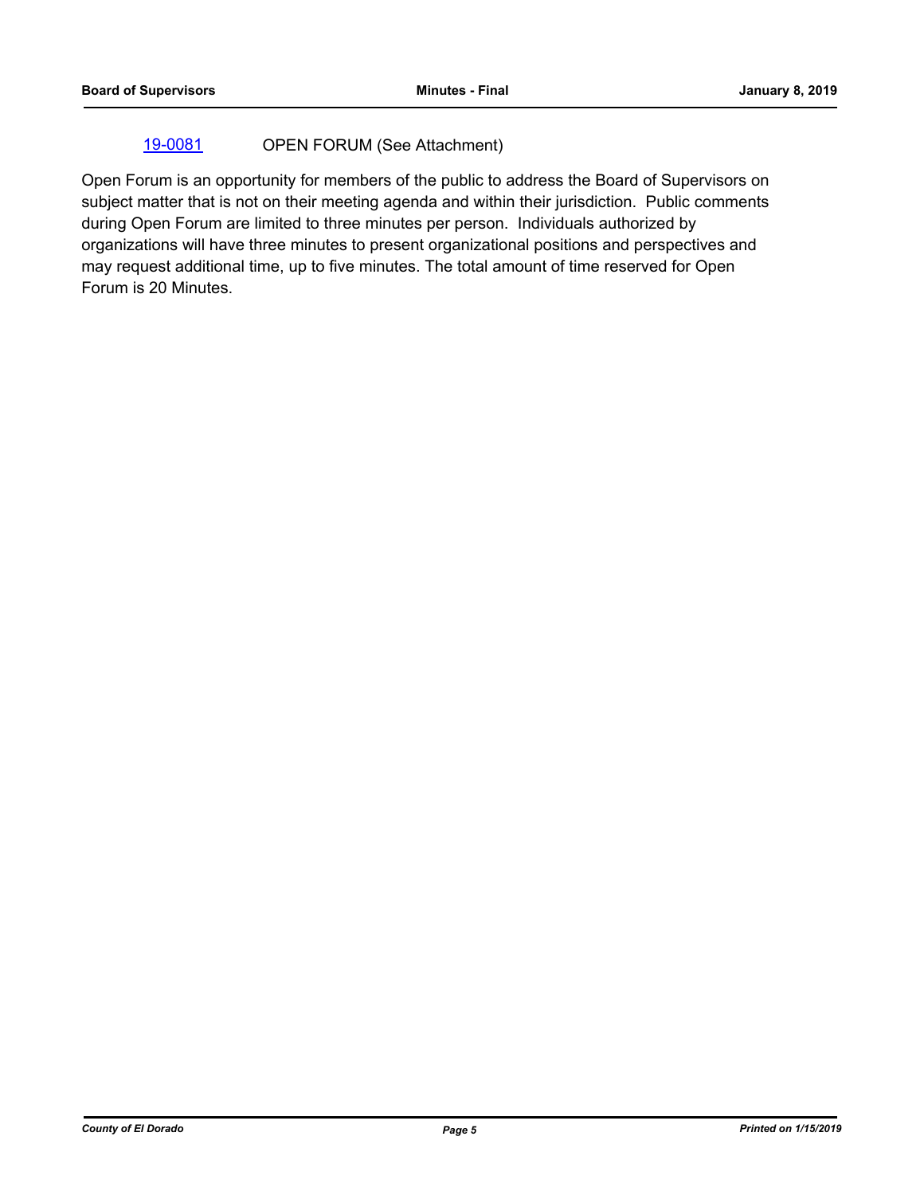[19-0081](19-0081) OPEN FORUM (See Attachment)

Open Forum is an opportunity for members of the public to address the Board of Supervisors on subject matter that is not on their meeting agenda and within their jurisdiction. Public comments during Open Forum are limited to three minutes per person. Individuals authorized by organizations will have three minutes to present organizational positions and perspectives and may request additional time, up to five minutes. The total amount of time reserved for Open Forum is 20 Minutes.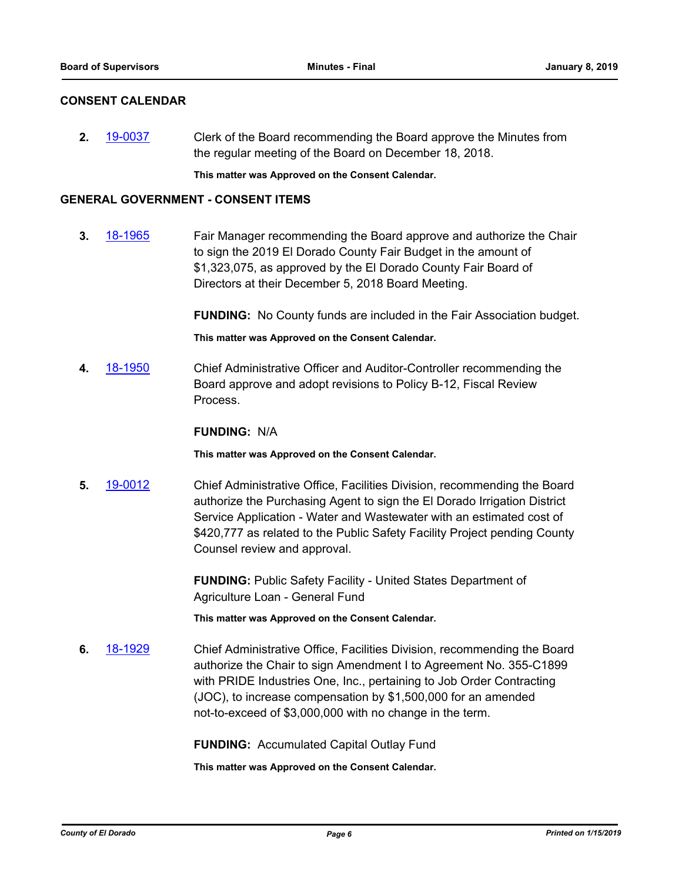## CONSENT CALENDAR

**2.** 19-0037 Clerk of the Board recommending the Board approve the Minutes from the regular meeting of the Board on December 18, 2018.

**This matter was Approved on the Consent Calendar.**

## GENERAL GOVERNMENT - CONSENT ITEMS

**3.** 18-1965 Fair Manager recommending the Board approve and authorize the Chair to sign the 2019 El Dorado County Fair Budget in the amount of $1,323,075, as approved by the El Dorado County Fair Board of Directors at their December 5, 2018 Board Meeting.

**FUNDING:** No County funds are included in the Fair Association budget.

**This matter was Approved on the Consent Calendar.**

**4.** 18-1950 Chief Administrative Officer and Auditor-Controller recommending the Board approve and adopt revisions to Policy B-12, Fiscal Review Process.

**FUNDING:** N/A

**This matter was Approved on the Consent Calendar.**

**5.** 19-0012 Chief Administrative Office, Facilities Division, recommending the Board authorize the Purchasing Agent to sign the El Dorado Irrigation District Service Application - Water and Wastewater with an estimated cost of $420,777 as related to the Public Safety Facility Project pending County Counsel review and approval.

**FUNDING:** Public Safety Facility - United States Department of Agriculture Loan - General Fund

**This matter was Approved on the Consent Calendar.**

**6.** 18-1929 Chief Administrative Office, Facilities Division, recommending the Board authorize the Chair to sign Amendment I to Agreement No. 355-C1899 with PRIDE Industries One, Inc., pertaining to Job Order Contracting (JOC), to increase compensation by $1,500,000 for an amended not-to-exceed of $3,000,000 with no change in the term.

**FUNDING:** Accumulated Capital Outlay Fund

**This matter was Approved on the Consent Calendar.**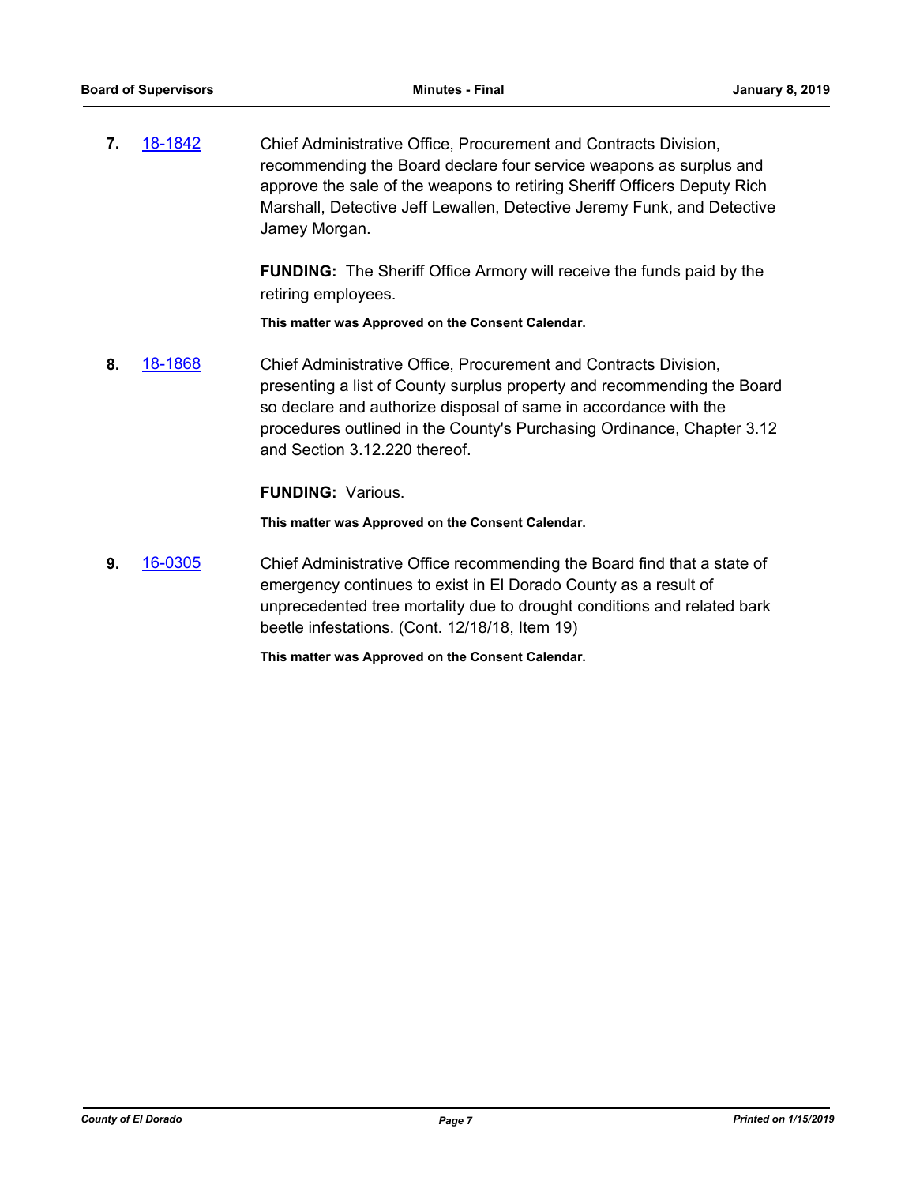**7.** [18-1842]

Chief Administrative Office, Procurement and Contracts Division, recommending the Board declare four service weapons as surplus and approve the sale of the weapons to retiring Sheriff Officers Deputy Rich Marshall, Detective Jeff Lewallen, Detective Jeremy Funk, and Detective Jamey Morgan.

**FUNDING:** The Sheriff Office Armory will receive the funds paid by the retiring employees.

**This matter was Approved on the Consent Calendar.**

**8.** [18-1868]

Chief Administrative Office, Procurement and Contracts Division, presenting a list of County surplus property and recommending the Board so declare and authorize disposal of same in accordance with the procedures outlined in the County's Purchasing Ordinance, Chapter 3.12 and Section 3.12.220 thereof.

**FUNDING:** Various.

**This matter was Approved on the Consent Calendar.**

**9.** [16-0305]

Chief Administrative Office recommending the Board find that a state of emergency continues to exist in El Dorado County as a result of unprecedented tree mortality due to drought conditions and related bark beetle infestations. (Cont. 12/18/18, Item 19)

**This matter was Approved on the Consent Calendar.**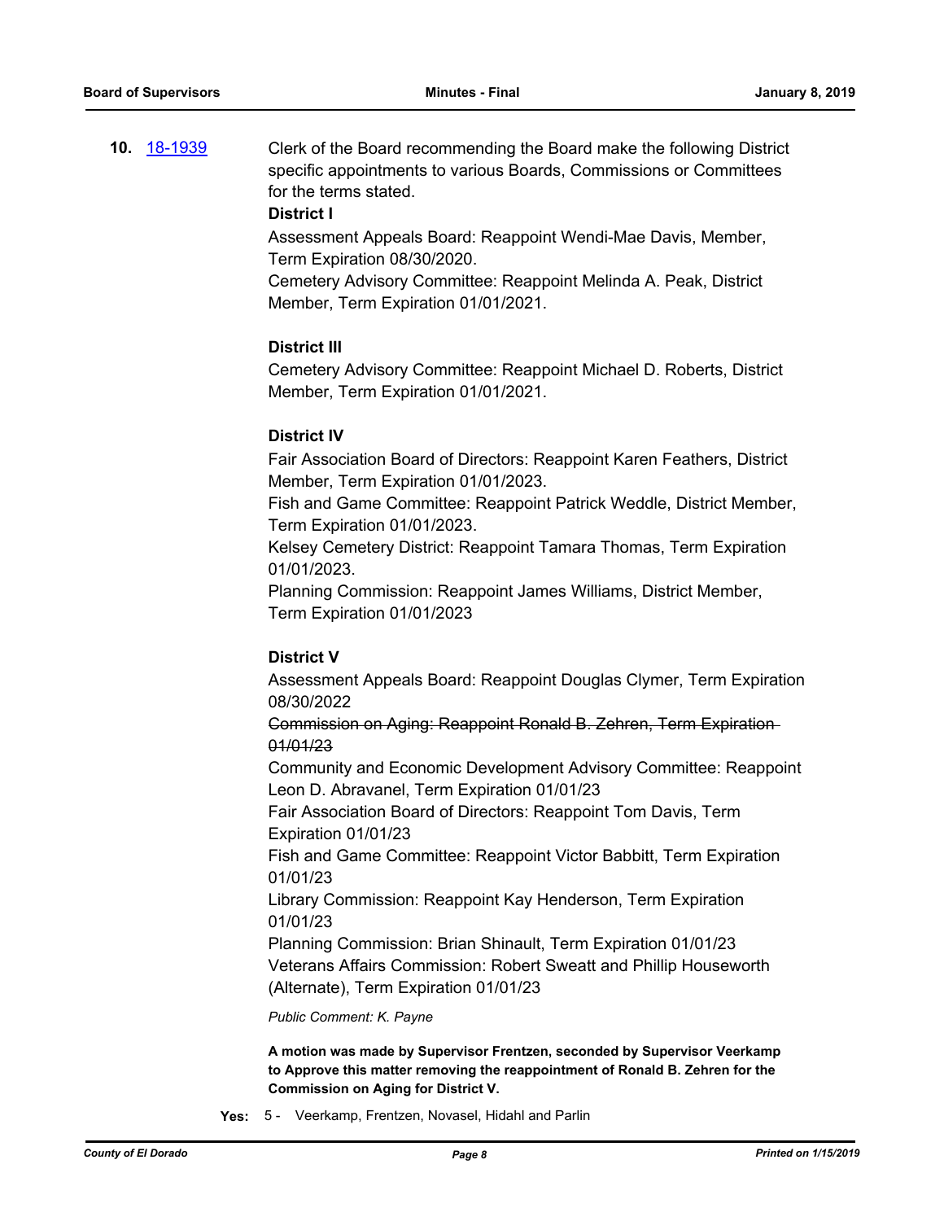**10.** 18-1939

Clerk of the Board recommending the Board make the following District specific appointments to various Boards, Commissions or Committees for the terms stated.

**District I**

Assessment Appeals Board: Reappoint Wendi-Mae Davis, Member, Term Expiration 08/30/2020.

Cemetery Advisory Committee: Reappoint Melinda A. Peak, District Member, Term Expiration 01/01/2021.

**District III**

Cemetery Advisory Committee: Reappoint Michael D. Roberts, District Member, Term Expiration 01/01/2021.

**District IV**

Fair Association Board of Directors: Reappoint Karen Feathers, District Member, Term Expiration 01/01/2023.

Fish and Game Committee: Reappoint Patrick Weddle, District Member, Term Expiration 01/01/2023.

Kelsey Cemetery District: Reappoint Tamara Thomas, Term Expiration 01/01/2023.

Planning Commission: Reappoint James Williams, District Member, Term Expiration 01/01/2023

**District V**

Assessment Appeals Board: Reappoint Douglas Clymer, Term Expiration 08/30/2022

~~Commission on Aging: Reappoint Ronald B. Zehren, Term Expiration 01/01/23~~

Community and Economic Development Advisory Committee: Reappoint Leon D. Abravanel, Term Expiration 01/01/23

Fair Association Board of Directors: Reappoint Tom Davis, Term Expiration 01/01/23

Fish and Game Committee: Reappoint Victor Babbitt, Term Expiration 01/01/23

Library Commission: Reappoint Kay Henderson, Term Expiration 01/01/23

Planning Commission: Brian Shinault, Term Expiration 01/01/23

Veterans Affairs Commission: Robert Sweatt and Phillip Houseworth (Alternate), Term Expiration 01/01/23

*Public Comment: K. Payne*

**A motion was made by Supervisor Frentzen, seconded by Supervisor Veerkamp to Approve this matter removing the reappointment of Ronald B. Zehren for the Commission on Aging for District V.**

**Yes:** 5 - Veerkamp, Frentzen, Novasel, Hidahl and Parlin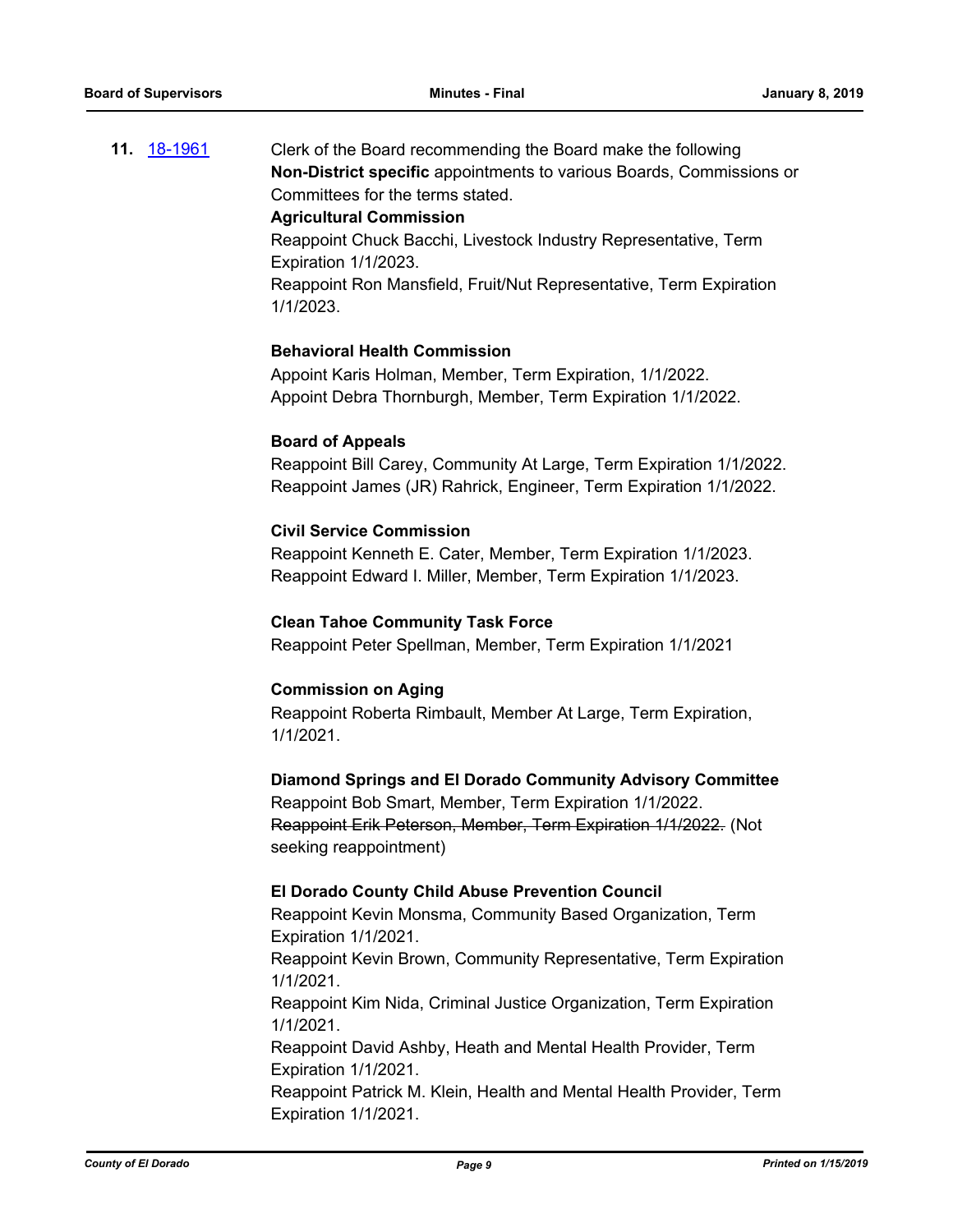**11.** [18-1961](18-1961)

Clerk of the Board recommending the Board make the following **Non-District specific** appointments to various Boards, Commissions or Committees for the terms stated.

**Agricultural Commission**

Reappoint Chuck Bacchi, Livestock Industry Representative, Term Expiration 1/1/2023.
Reappoint Ron Mansfield, Fruit/Nut Representative, Term Expiration 1/1/2023.

**Behavioral Health Commission**

Appoint Karis Holman, Member, Term Expiration, 1/1/2022.
Appoint Debra Thornburgh, Member, Term Expiration 1/1/2022.

**Board of Appeals**

Reappoint Bill Carey, Community At Large, Term Expiration 1/1/2022.
Reappoint James (JR) Rahrick, Engineer, Term Expiration 1/1/2022.

**Civil Service Commission**

Reappoint Kenneth E. Cater, Member, Term Expiration 1/1/2023.
Reappoint Edward I. Miller, Member, Term Expiration 1/1/2023.

**Clean Tahoe Community Task Force**

Reappoint Peter Spellman, Member, Term Expiration 1/1/2021

**Commission on Aging**

Reappoint Roberta Rimbault, Member At Large, Term Expiration, 1/1/2021.

**Diamond Springs and El Dorado Community Advisory Committee**

Reappoint Bob Smart, Member, Term Expiration 1/1/2022.
~~Reappoint Erik Peterson, Member, Term Expiration 1/1/2022.~~ (Not seeking reappointment)

**El Dorado County Child Abuse Prevention Council**

Reappoint Kevin Monsma, Community Based Organization, Term Expiration 1/1/2021.
Reappoint Kevin Brown, Community Representative, Term Expiration 1/1/2021.
Reappoint Kim Nida, Criminal Justice Organization, Term Expiration 1/1/2021.
Reappoint David Ashby, Heath and Mental Health Provider, Term Expiration 1/1/2021.
Reappoint Patrick M. Klein, Health and Mental Health Provider, Term Expiration 1/1/2021.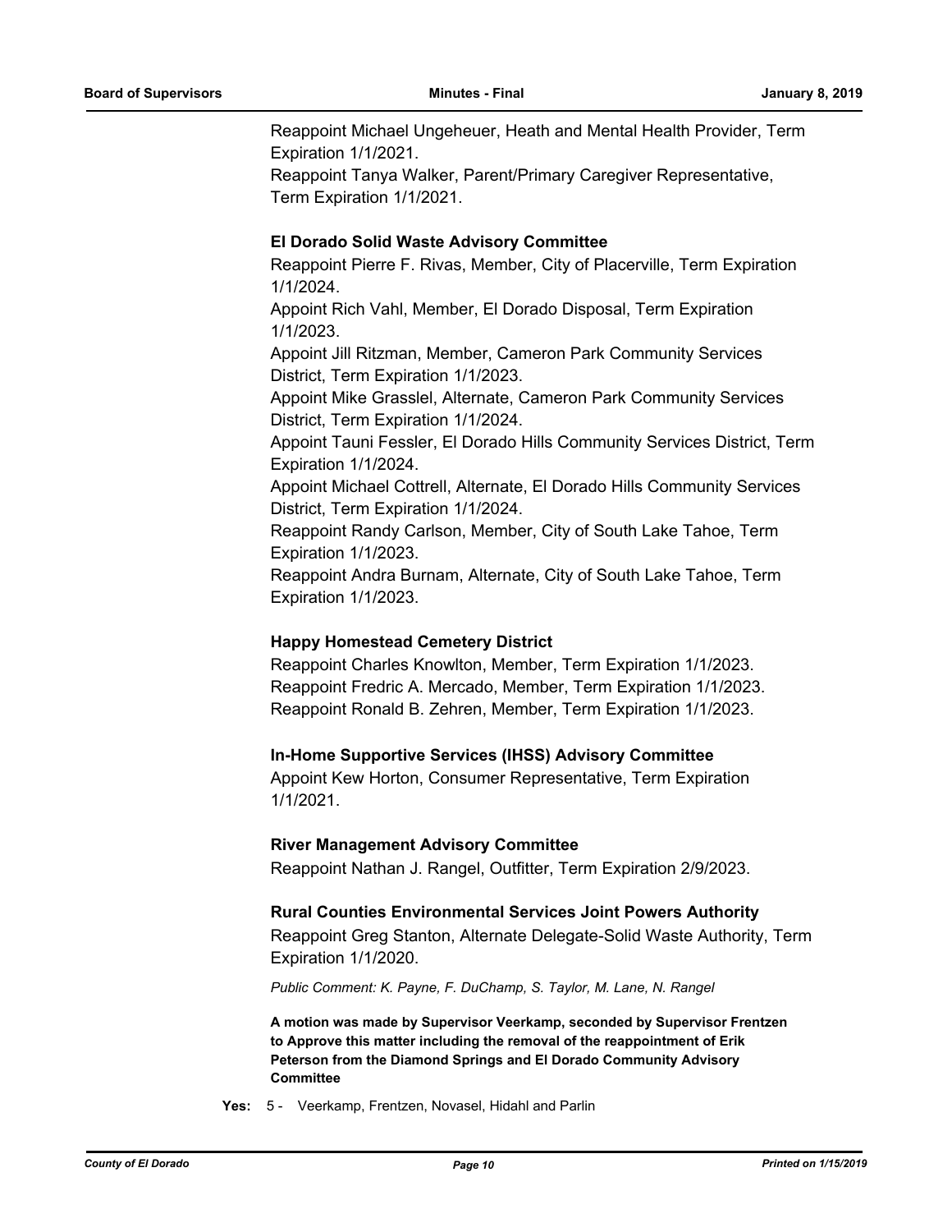Reappoint Michael Ungeheuer, Heath and Mental Health Provider, Term Expiration 1/1/2021.
Reappoint Tanya Walker, Parent/Primary Caregiver Representative, Term Expiration 1/1/2021.

**El Dorado Solid Waste Advisory Committee**
Reappoint Pierre F. Rivas, Member, City of Placerville, Term Expiration 1/1/2024.
Appoint Rich Vahl, Member, El Dorado Disposal, Term Expiration 1/1/2023.
Appoint Jill Ritzman, Member, Cameron Park Community Services District, Term Expiration 1/1/2023.
Appoint Mike Grasslel, Alternate, Cameron Park Community Services District, Term Expiration 1/1/2024.
Appoint Tauni Fessler, El Dorado Hills Community Services District, Term Expiration 1/1/2024.
Appoint Michael Cottrell, Alternate, El Dorado Hills Community Services District, Term Expiration 1/1/2024.
Reappoint Randy Carlson, Member, City of South Lake Tahoe, Term Expiration 1/1/2023.
Reappoint Andra Burnam, Alternate, City of South Lake Tahoe, Term Expiration 1/1/2023.

**Happy Homestead Cemetery District**
Reappoint Charles Knowlton, Member, Term Expiration 1/1/2023.
Reappoint Fredric A. Mercado, Member, Term Expiration 1/1/2023.
Reappoint Ronald B. Zehren, Member, Term Expiration 1/1/2023.

**In-Home Supportive Services (IHSS) Advisory Committee**
Appoint Kew Horton, Consumer Representative, Term Expiration 1/1/2021.

**River Management Advisory Committee**
Reappoint Nathan J. Rangel, Outfitter, Term Expiration 2/9/2023.

**Rural Counties Environmental Services Joint Powers Authority**
Reappoint Greg Stanton, Alternate Delegate-Solid Waste Authority, Term Expiration 1/1/2020.

*Public Comment: K. Payne, F. DuChamp, S. Taylor, M. Lane, N. Rangel*

**A motion was made by Supervisor Veerkamp, seconded by Supervisor Frentzen to Approve this matter including the removal of the reappointment of Erik Peterson from the Diamond Springs and El Dorado Community Advisory Committee**

**Yes:** 5 - Veerkamp, Frentzen, Novasel, Hidahl and Parlin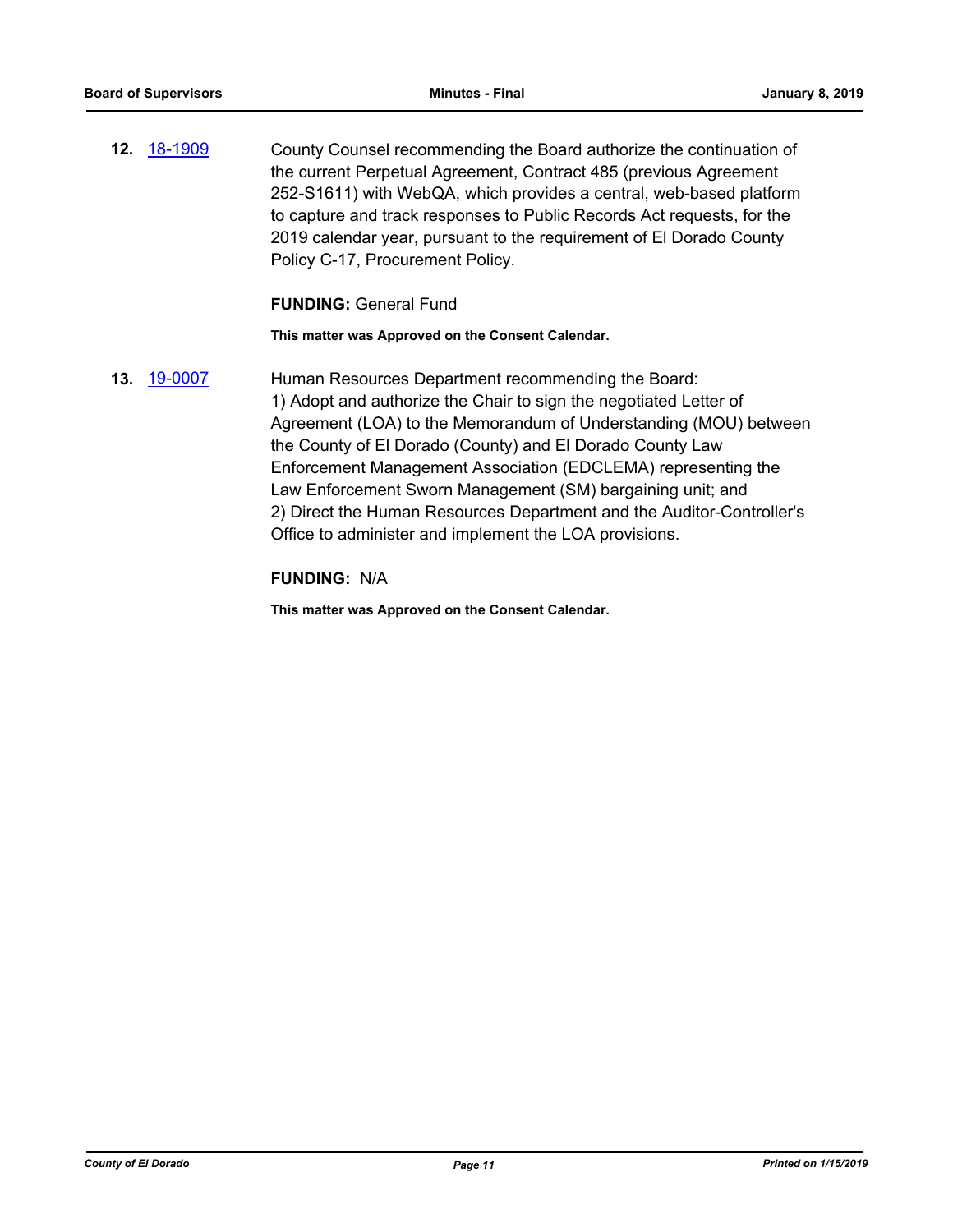**12.** 18-1909 County Counsel recommending the Board authorize the continuation of the current Perpetual Agreement, Contract 485 (previous Agreement 252-S1611) with WebQA, which provides a central, web-based platform to capture and track responses to Public Records Act requests, for the 2019 calendar year, pursuant to the requirement of El Dorado County Policy C-17, Procurement Policy.

**FUNDING:** General Fund

**This matter was Approved on the Consent Calendar.**

**13.** 19-0007 Human Resources Department recommending the Board:
1) Adopt and authorize the Chair to sign the negotiated Letter of Agreement (LOA) to the Memorandum of Understanding (MOU) between the County of El Dorado (County) and El Dorado County Law Enforcement Management Association (EDCLEMA) representing the Law Enforcement Sworn Management (SM) bargaining unit; and
2) Direct the Human Resources Department and the Auditor-Controller's Office to administer and implement the LOA provisions.

**FUNDING:** N/A

**This matter was Approved on the Consent Calendar.**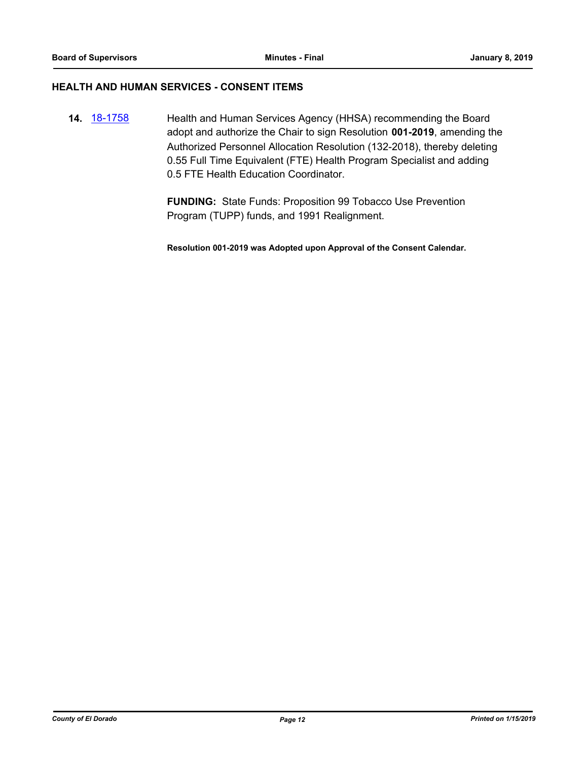## HEALTH AND HUMAN SERVICES - CONSENT ITEMS

**14.** [18-1758](#) Health and Human Services Agency (HHSA) recommending the Board adopt and authorize the Chair to sign Resolution **001-2019**, amending the Authorized Personnel Allocation Resolution (132-2018), thereby deleting 0.55 Full Time Equivalent (FTE) Health Program Specialist and adding 0.5 FTE Health Education Coordinator.

**FUNDING:** State Funds: Proposition 99 Tobacco Use Prevention Program (TUPP) funds, and 1991 Realignment.

**Resolution 001-2019 was Adopted upon Approval of the Consent Calendar.**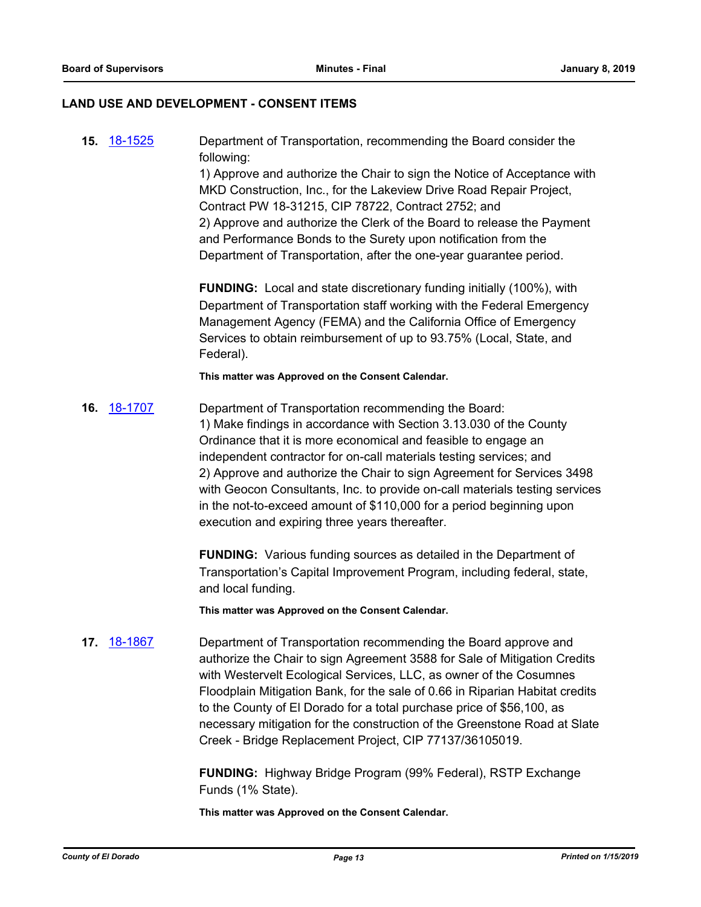## LAND USE AND DEVELOPMENT - CONSENT ITEMS

**15.** [18-1525](18-1525)

Department of Transportation, recommending the Board consider the following:
1) Approve and authorize the Chair to sign the Notice of Acceptance with MKD Construction, Inc., for the Lakeview Drive Road Repair Project, Contract PW 18-31215, CIP 78722, Contract 2752; and
2) Approve and authorize the Clerk of the Board to release the Payment and Performance Bonds to the Surety upon notification from the Department of Transportation, after the one-year guarantee period.

**FUNDING:** Local and state discretionary funding initially (100%), with Department of Transportation staff working with the Federal Emergency Management Agency (FEMA) and the California Office of Emergency Services to obtain reimbursement of up to 93.75% (Local, State, and Federal).

**This matter was Approved on the Consent Calendar.**

**16.** [18-1707](18-1707)

Department of Transportation recommending the Board:
1) Make findings in accordance with Section 3.13.030 of the County Ordinance that it is more economical and feasible to engage an independent contractor for on-call materials testing services; and
2) Approve and authorize the Chair to sign Agreement for Services 3498 with Geocon Consultants, Inc. to provide on-call materials testing services in the not-to-exceed amount of $110,000 for a period beginning upon execution and expiring three years thereafter.

**FUNDING:** Various funding sources as detailed in the Department of Transportation's Capital Improvement Program, including federal, state, and local funding.

**This matter was Approved on the Consent Calendar.**

**17.** [18-1867](18-1867)

Department of Transportation recommending the Board approve and authorize the Chair to sign Agreement 3588 for Sale of Mitigation Credits with Westervelt Ecological Services, LLC, as owner of the Cosumnes Floodplain Mitigation Bank, for the sale of 0.66 in Riparian Habitat credits to the County of El Dorado for a total purchase price of $56,100, as necessary mitigation for the construction of the Greenstone Road at Slate Creek - Bridge Replacement Project, CIP 77137/36105019.

**FUNDING:** Highway Bridge Program (99% Federal), RSTP Exchange Funds (1% State).

**This matter was Approved on the Consent Calendar.**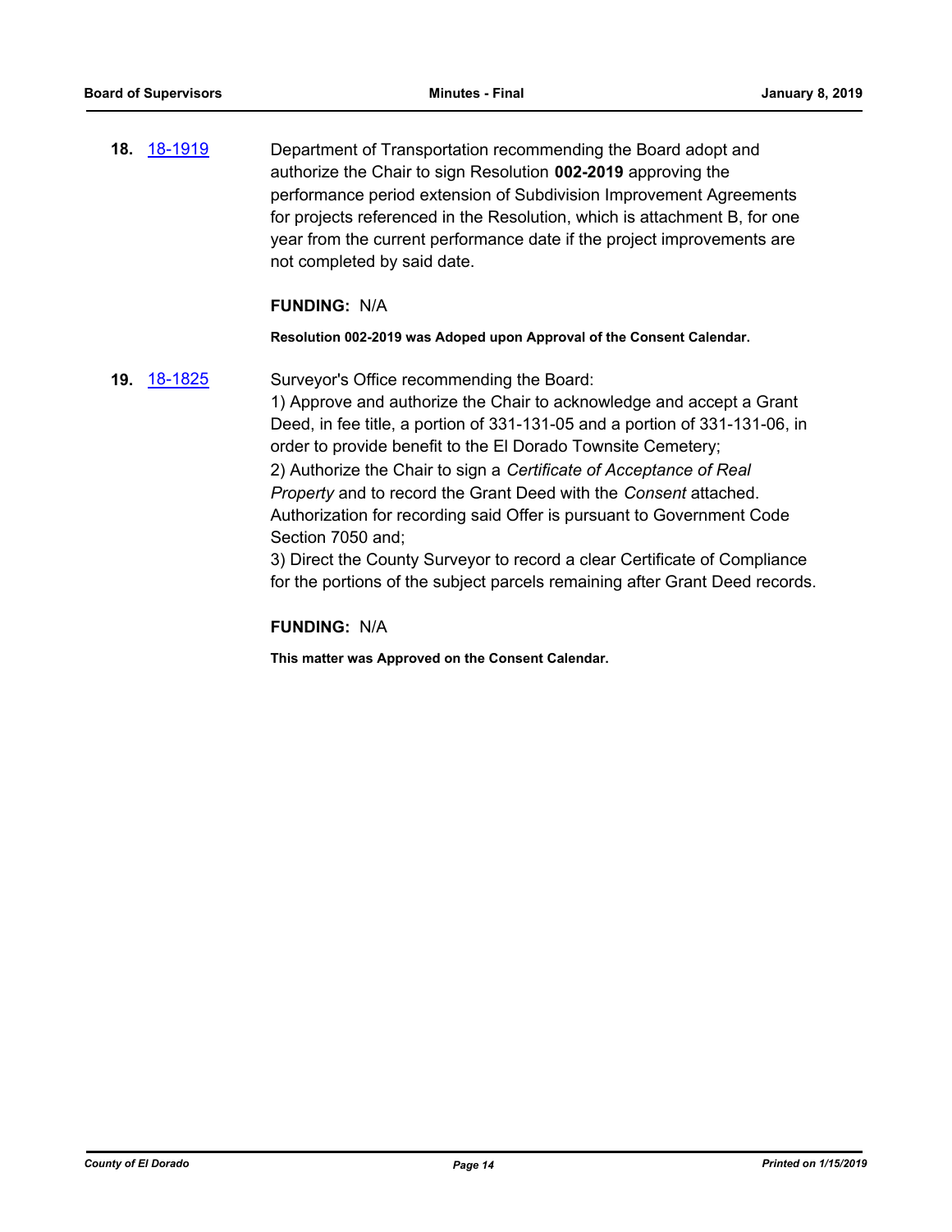**18.** [18-1919](18-1919) Department of Transportation recommending the Board adopt and authorize the Chair to sign Resolution **002-2019** approving the performance period extension of Subdivision Improvement Agreements for projects referenced in the Resolution, which is attachment B, for one year from the current performance date if the project improvements are not completed by said date.

**FUNDING:** N/A

**Resolution 002-2019 was Adoped upon Approval of the Consent Calendar.**

**19.** [18-1825](18-1825) Surveyor's Office recommending the Board:

1) Approve and authorize the Chair to acknowledge and accept a Grant Deed, in fee title, a portion of 331-131-05 and a portion of 331-131-06, in order to provide benefit to the El Dorado Townsite Cemetery;

2) Authorize the Chair to sign a *Certificate of Acceptance of Real Property* and to record the Grant Deed with the *Consent* attached. Authorization for recording said Offer is pursuant to Government Code Section 7050 and;

3) Direct the County Surveyor to record a clear Certificate of Compliance for the portions of the subject parcels remaining after Grant Deed records.

**FUNDING:** N/A

**This matter was Approved on the Consent Calendar.**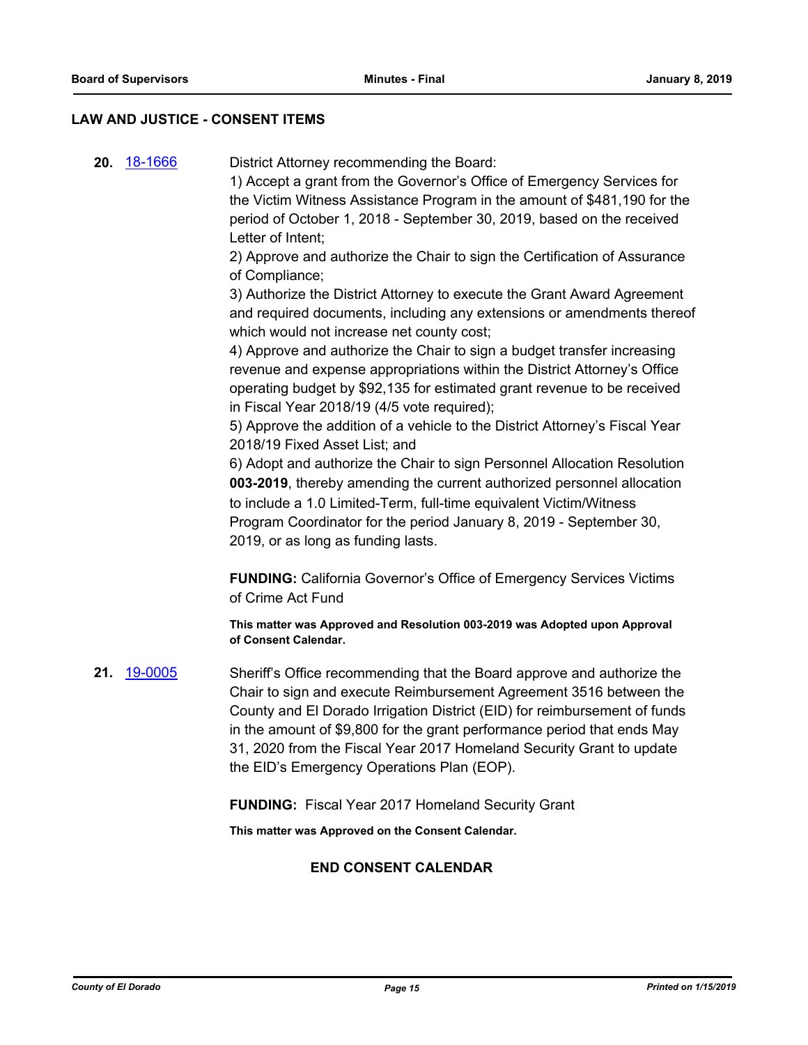## LAW AND JUSTICE - CONSENT ITEMS

**20.** 18-1666 District Attorney recommending the Board:

1) Accept a grant from the Governor's Office of Emergency Services for the Victim Witness Assistance Program in the amount of $481,190 for the period of October 1, 2018 - September 30, 2019, based on the received Letter of Intent;

2) Approve and authorize the Chair to sign the Certification of Assurance of Compliance;

3) Authorize the District Attorney to execute the Grant Award Agreement and required documents, including any extensions or amendments thereof which would not increase net county cost;

4) Approve and authorize the Chair to sign a budget transfer increasing revenue and expense appropriations within the District Attorney's Office operating budget by $92,135 for estimated grant revenue to be received in Fiscal Year 2018/19 (4/5 vote required);

5) Approve the addition of a vehicle to the District Attorney's Fiscal Year 2018/19 Fixed Asset List; and

6) Adopt and authorize the Chair to sign Personnel Allocation Resolution **003-2019**, thereby amending the current authorized personnel allocation to include a 1.0 Limited-Term, full-time equivalent Victim/Witness Program Coordinator for the period January 8, 2019 - September 30, 2019, or as long as funding lasts.

**FUNDING:** California Governor's Office of Emergency Services Victims of Crime Act Fund

**This matter was Approved and Resolution 003-2019 was Adopted upon Approval of Consent Calendar.**

**21.** 19-0005 Sheriff's Office recommending that the Board approve and authorize the Chair to sign and execute Reimbursement Agreement 3516 between the County and El Dorado Irrigation District (EID) for reimbursement of funds in the amount of $9,800 for the grant performance period that ends May 31, 2020 from the Fiscal Year 2017 Homeland Security Grant to update the EID's Emergency Operations Plan (EOP).

**FUNDING:** Fiscal Year 2017 Homeland Security Grant

**This matter was Approved on the Consent Calendar.**

**END CONSENT CALENDAR**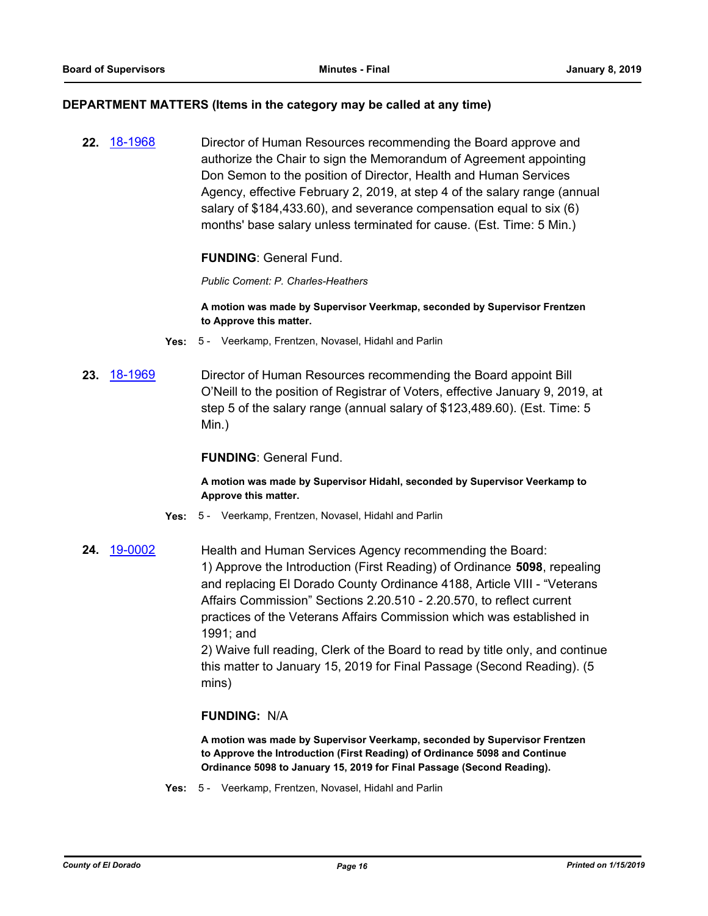## DEPARTMENT MATTERS (Items in the category may be called at any time)

**22.** [18-1968](18-1968)

Director of Human Resources recommending the Board approve and authorize the Chair to sign the Memorandum of Agreement appointing Don Semon to the position of Director, Health and Human Services Agency, effective February 2, 2019, at step 4 of the salary range (annual salary of $184,433.60), and severance compensation equal to six (6) months' base salary unless terminated for cause. (Est. Time: 5 Min.)

**FUNDING**: General Fund.

*Public Coment: P. Charles-Heathers*

**A motion was made by Supervisor Veerkmap, seconded by Supervisor Frentzen to Approve this matter.**

**Yes:** 5 - Veerkamp, Frentzen, Novasel, Hidahl and Parlin

**23.** [18-1969](18-1969)

Director of Human Resources recommending the Board appoint Bill O'Neill to the position of Registrar of Voters, effective January 9, 2019, at step 5 of the salary range (annual salary of $123,489.60). (Est. Time: 5 Min.)

**FUNDING**: General Fund.

**A motion was made by Supervisor Hidahl, seconded by Supervisor Veerkamp to Approve this matter.**

**Yes:** 5 - Veerkamp, Frentzen, Novasel, Hidahl and Parlin

**24.** [19-0002](19-0002)

Health and Human Services Agency recommending the Board:
1) Approve the Introduction (First Reading) of Ordinance **5098**, repealing and replacing El Dorado County Ordinance 4188, Article VIII - "Veterans Affairs Commission" Sections 2.20.510 - 2.20.570, to reflect current practices of the Veterans Affairs Commission which was established in 1991; and
2) Waive full reading, Clerk of the Board to read by title only, and continue this matter to January 15, 2019 for Final Passage (Second Reading). (5 mins)

**FUNDING:** N/A

**A motion was made by Supervisor Veerkamp, seconded by Supervisor Frentzen to Approve the Introduction (First Reading) of Ordinance 5098 and Continue Ordinance 5098 to January 15, 2019 for Final Passage (Second Reading).**

**Yes:** 5 - Veerkamp, Frentzen, Novasel, Hidahl and Parlin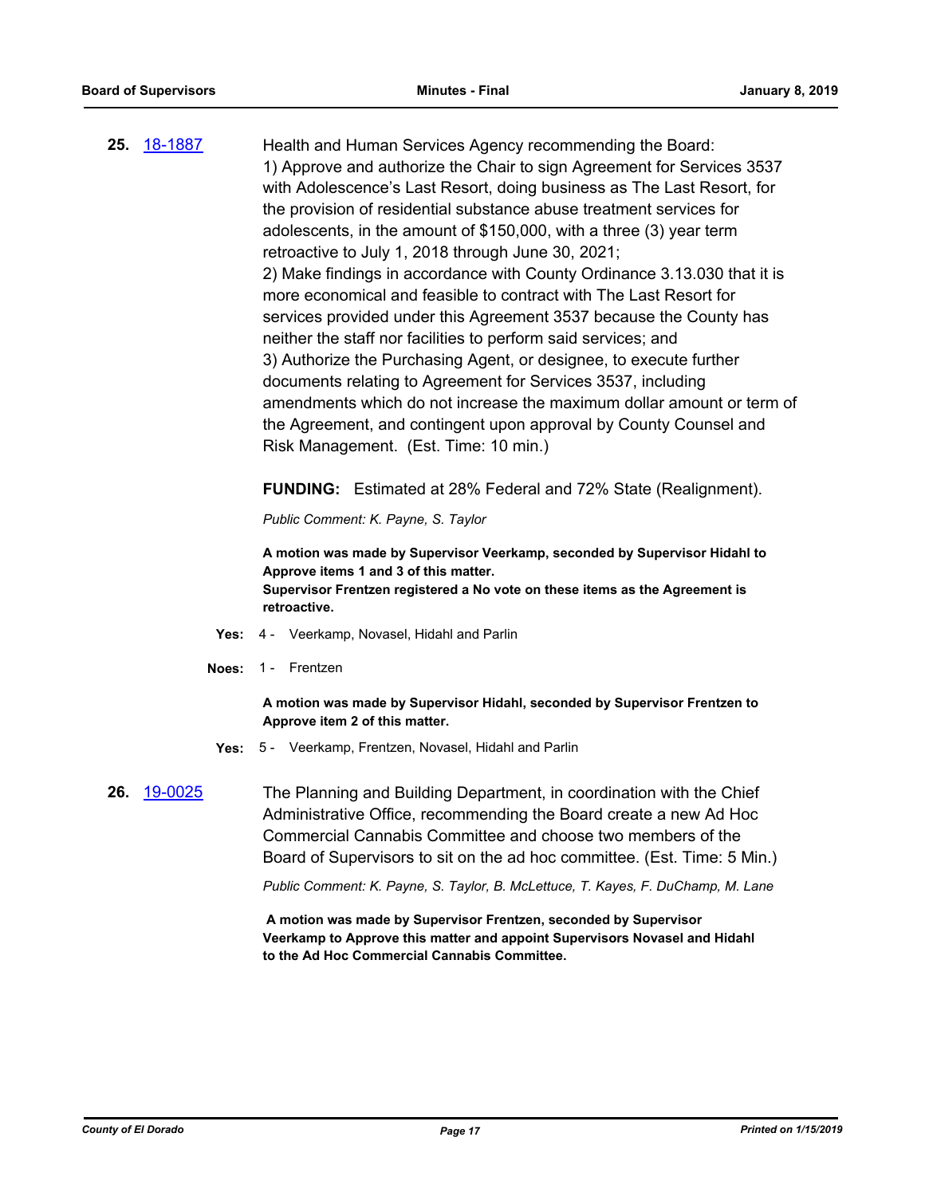**25.** 18-1887

Health and Human Services Agency recommending the Board:
1) Approve and authorize the Chair to sign Agreement for Services 3537 with Adolescence's Last Resort, doing business as The Last Resort, for the provision of residential substance abuse treatment services for adolescents, in the amount of $150,000, with a three (3) year term retroactive to July 1, 2018 through June 30, 2021;
2) Make findings in accordance with County Ordinance 3.13.030 that it is more economical and feasible to contract with The Last Resort for services provided under this Agreement 3537 because the County has neither the staff nor facilities to perform said services; and
3) Authorize the Purchasing Agent, or designee, to execute further documents relating to Agreement for Services 3537, including amendments which do not increase the maximum dollar amount or term of the Agreement, and contingent upon approval by County Counsel and Risk Management. (Est. Time: 10 min.)

**FUNDING:** Estimated at 28% Federal and 72% State (Realignment).

*Public Comment: K. Payne, S. Taylor*

**A motion was made by Supervisor Veerkamp, seconded by Supervisor Hidahl to Approve items 1 and 3 of this matter.**
**Supervisor Frentzen registered a No vote on these items as the Agreement is retroactive.**

**Yes:** 4 - Veerkamp, Novasel, Hidahl and Parlin

**Noes:** 1 - Frentzen

**A motion was made by Supervisor Hidahl, seconded by Supervisor Frentzen to Approve item 2 of this matter.**

**Yes:** 5 - Veerkamp, Frentzen, Novasel, Hidahl and Parlin

**26.** 19-0025

The Planning and Building Department, in coordination with the Chief Administrative Office, recommending the Board create a new Ad Hoc Commercial Cannabis Committee and choose two members of the Board of Supervisors to sit on the ad hoc committee. (Est. Time: 5 Min.)

*Public Comment: K. Payne, S. Taylor, B. McLettuce, T. Kayes, F. DuChamp, M. Lane*

**A motion was made by Supervisor Frentzen, seconded by Supervisor Veerkamp to Approve this matter and appoint Supervisors Novasel and Hidahl to the Ad Hoc Commercial Cannabis Committee.**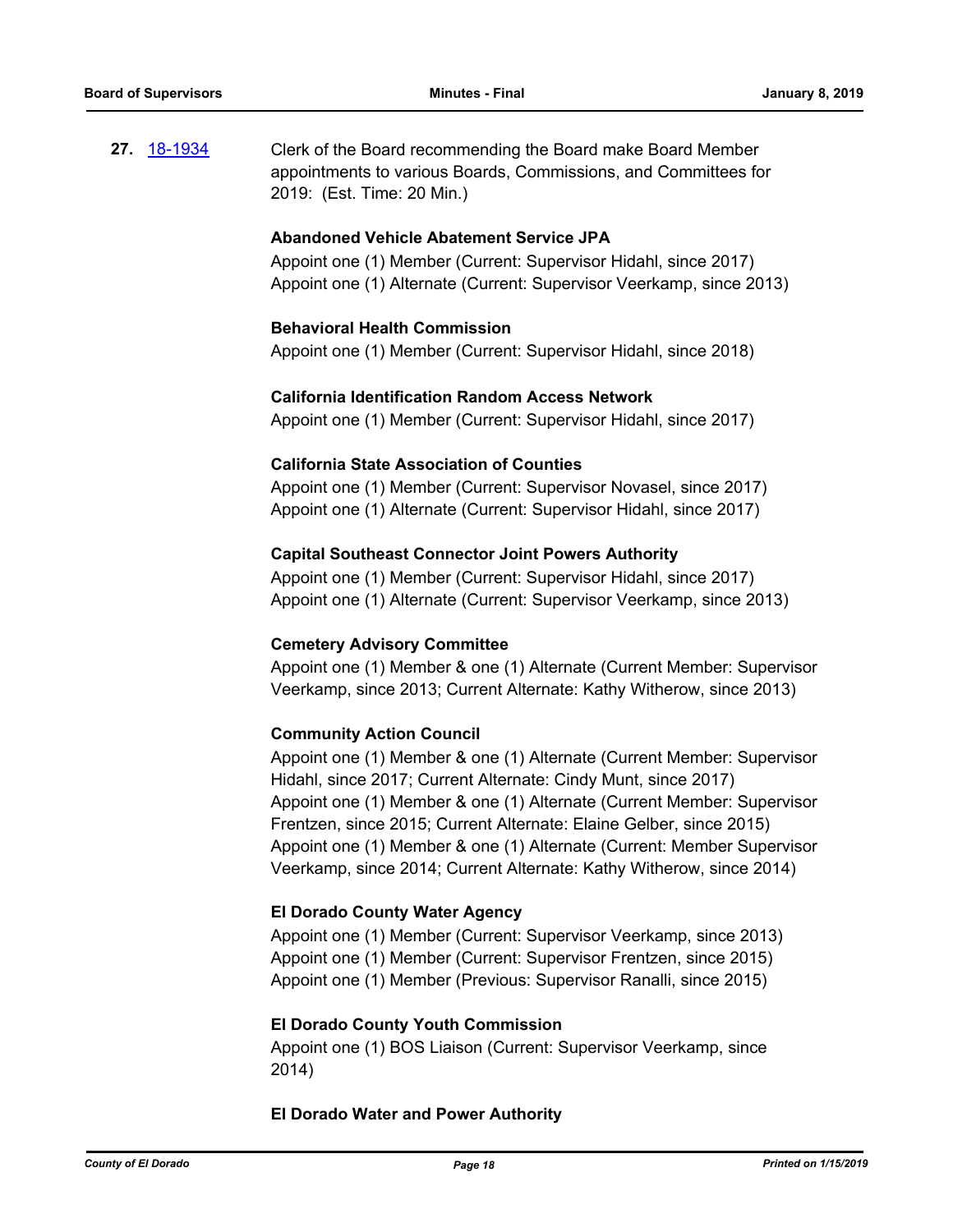**27.** [18-1934](18-1934) Clerk of the Board recommending the Board make Board Member appointments to various Boards, Commissions, and Committees for 2019: (Est. Time: 20 Min.)

**Abandoned Vehicle Abatement Service JPA**

Appoint one (1) Member (Current: Supervisor Hidahl, since 2017)
Appoint one (1) Alternate (Current: Supervisor Veerkamp, since 2013)

**Behavioral Health Commission**

Appoint one (1) Member (Current: Supervisor Hidahl, since 2018)

**California Identification Random Access Network**

Appoint one (1) Member (Current: Supervisor Hidahl, since 2017)

**California State Association of Counties**

Appoint one (1) Member (Current: Supervisor Novasel, since 2017)
Appoint one (1) Alternate (Current: Supervisor Hidahl, since 2017)

**Capital Southeast Connector Joint Powers Authority**

Appoint one (1) Member (Current: Supervisor Hidahl, since 2017)
Appoint one (1) Alternate (Current: Supervisor Veerkamp, since 2013)

**Cemetery Advisory Committee**

Appoint one (1) Member & one (1) Alternate (Current Member: Supervisor Veerkamp, since 2013; Current Alternate: Kathy Witherow, since 2013)

**Community Action Council**

Appoint one (1) Member & one (1) Alternate (Current Member: Supervisor Hidahl, since 2017; Current Alternate: Cindy Munt, since 2017)
Appoint one (1) Member & one (1) Alternate (Current Member: Supervisor Frentzen, since 2015; Current Alternate: Elaine Gelber, since 2015)
Appoint one (1) Member & one (1) Alternate (Current: Member Supervisor Veerkamp, since 2014; Current Alternate: Kathy Witherow, since 2014)

**El Dorado County Water Agency**

Appoint one (1) Member (Current: Supervisor Veerkamp, since 2013)
Appoint one (1) Member (Current: Supervisor Frentzen, since 2015)
Appoint one (1) Member (Previous: Supervisor Ranalli, since 2015)

**El Dorado County Youth Commission**

Appoint one (1) BOS Liaison (Current: Supervisor Veerkamp, since 2014)

**El Dorado Water and Power Authority**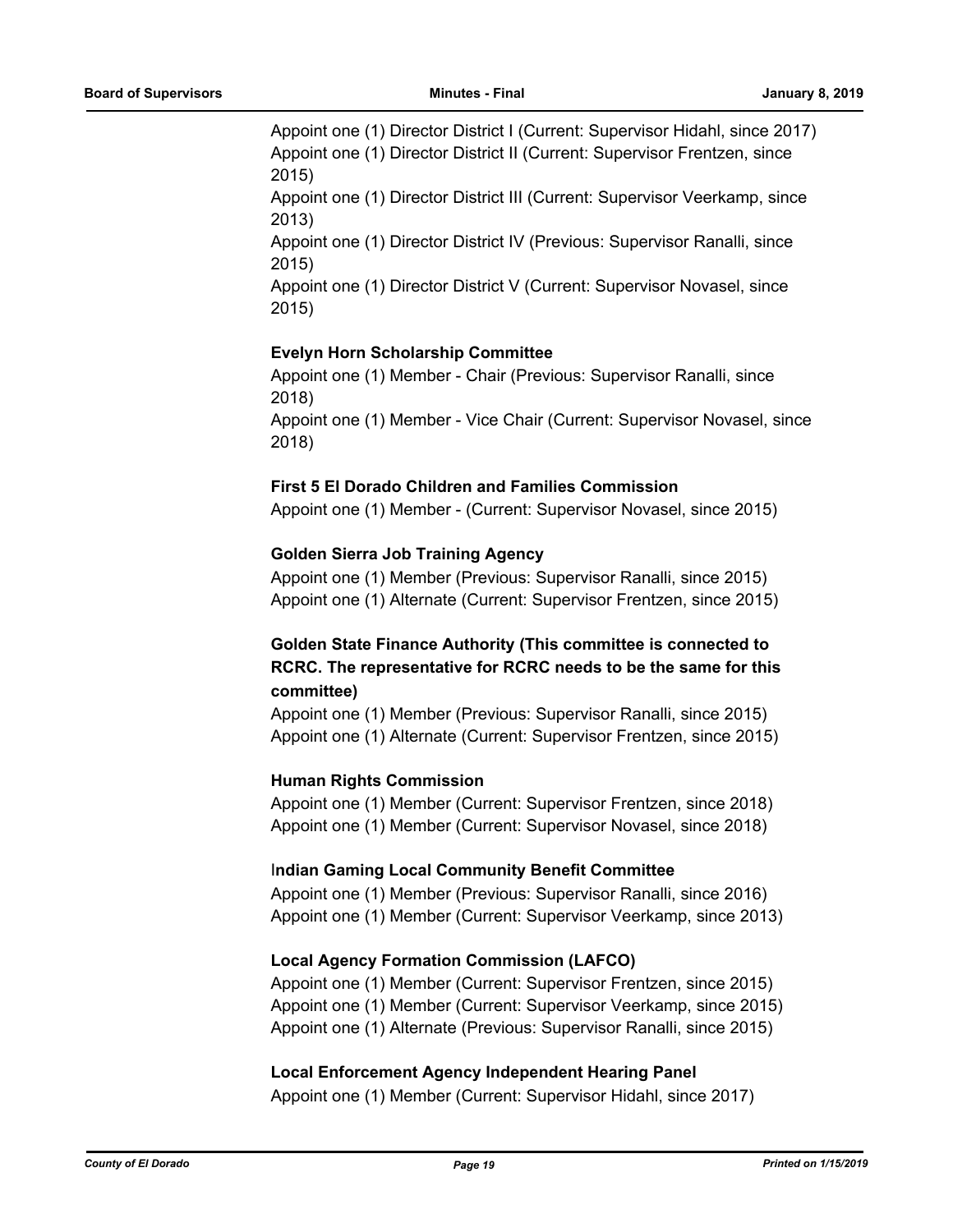Appoint one (1) Director District I (Current: Supervisor Hidahl, since 2017)
Appoint one (1) Director District II (Current: Supervisor Frentzen, since 2015)
Appoint one (1) Director District III (Current: Supervisor Veerkamp, since 2013)
Appoint one (1) Director District IV (Previous: Supervisor Ranalli, since 2015)
Appoint one (1) Director District V (Current: Supervisor Novasel, since 2015)

**Evelyn Horn Scholarship Committee**
Appoint one (1) Member - Chair (Previous: Supervisor Ranalli, since 2018)
Appoint one (1) Member - Vice Chair (Current: Supervisor Novasel, since 2018)

**First 5 El Dorado Children and Families Commission**
Appoint one (1) Member - (Current: Supervisor Novasel, since 2015)

**Golden Sierra Job Training Agency**
Appoint one (1) Member (Previous: Supervisor Ranalli, since 2015)
Appoint one (1) Alternate (Current: Supervisor Frentzen, since 2015)

**Golden State Finance Authority (This committee is connected to RCRC. The representative for RCRC needs to be the same for this committee)**
Appoint one (1) Member (Previous: Supervisor Ranalli, since 2015)
Appoint one (1) Alternate (Current: Supervisor Frentzen, since 2015)

**Human Rights Commission**
Appoint one (1) Member (Current: Supervisor Frentzen, since 2018)
Appoint one (1) Member (Current: Supervisor Novasel, since 2018)

**Indian Gaming Local Community Benefit Committee**
Appoint one (1) Member (Previous: Supervisor Ranalli, since 2016)
Appoint one (1) Member (Current: Supervisor Veerkamp, since 2013)

**Local Agency Formation Commission (LAFCO)**
Appoint one (1) Member (Current: Supervisor Frentzen, since 2015)
Appoint one (1) Member (Current: Supervisor Veerkamp, since 2015)
Appoint one (1) Alternate (Previous: Supervisor Ranalli, since 2015)

**Local Enforcement Agency Independent Hearing Panel**
Appoint one (1) Member (Current: Supervisor Hidahl, since 2017)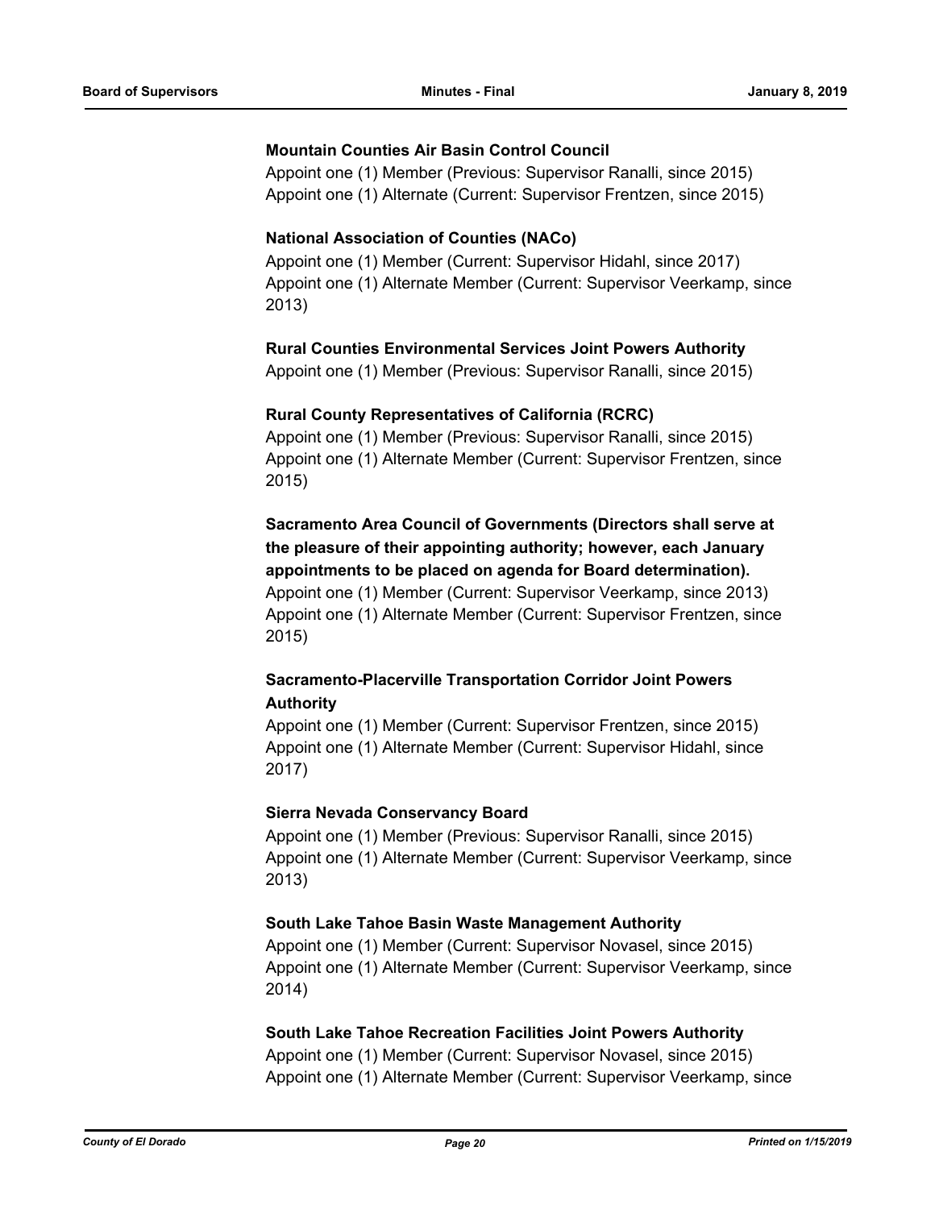**Mountain Counties Air Basin Control Council**

Appoint one (1) Member (Previous: Supervisor Ranalli, since 2015)
Appoint one (1) Alternate (Current: Supervisor Frentzen, since 2015)

**National Association of Counties (NACo)**

Appoint one (1) Member (Current: Supervisor Hidahl, since 2017)
Appoint one (1) Alternate Member (Current: Supervisor Veerkamp, since 2013)

**Rural Counties Environmental Services Joint Powers Authority**

Appoint one (1) Member (Previous: Supervisor Ranalli, since 2015)

**Rural County Representatives of California (RCRC)**

Appoint one (1) Member (Previous: Supervisor Ranalli, since 2015)
Appoint one (1) Alternate Member (Current: Supervisor Frentzen, since 2015)

**Sacramento Area Council of Governments (Directors shall serve at the pleasure of their appointing authority; however, each January appointments to be placed on agenda for Board determination).**

Appoint one (1) Member (Current: Supervisor Veerkamp, since 2013)
Appoint one (1) Alternate Member (Current: Supervisor Frentzen, since 2015)

**Sacramento-Placerville Transportation Corridor Joint Powers Authority**

Appoint one (1) Member (Current: Supervisor Frentzen, since 2015)
Appoint one (1) Alternate Member (Current: Supervisor Hidahl, since 2017)

**Sierra Nevada Conservancy Board**

Appoint one (1) Member (Previous: Supervisor Ranalli, since 2015)
Appoint one (1) Alternate Member (Current: Supervisor Veerkamp, since 2013)

**South Lake Tahoe Basin Waste Management Authority**

Appoint one (1) Member (Current: Supervisor Novasel, since 2015)
Appoint one (1) Alternate Member (Current: Supervisor Veerkamp, since 2014)

**South Lake Tahoe Recreation Facilities Joint Powers Authority**

Appoint one (1) Member (Current: Supervisor Novasel, since 2015)
Appoint one (1) Alternate Member (Current: Supervisor Veerkamp, since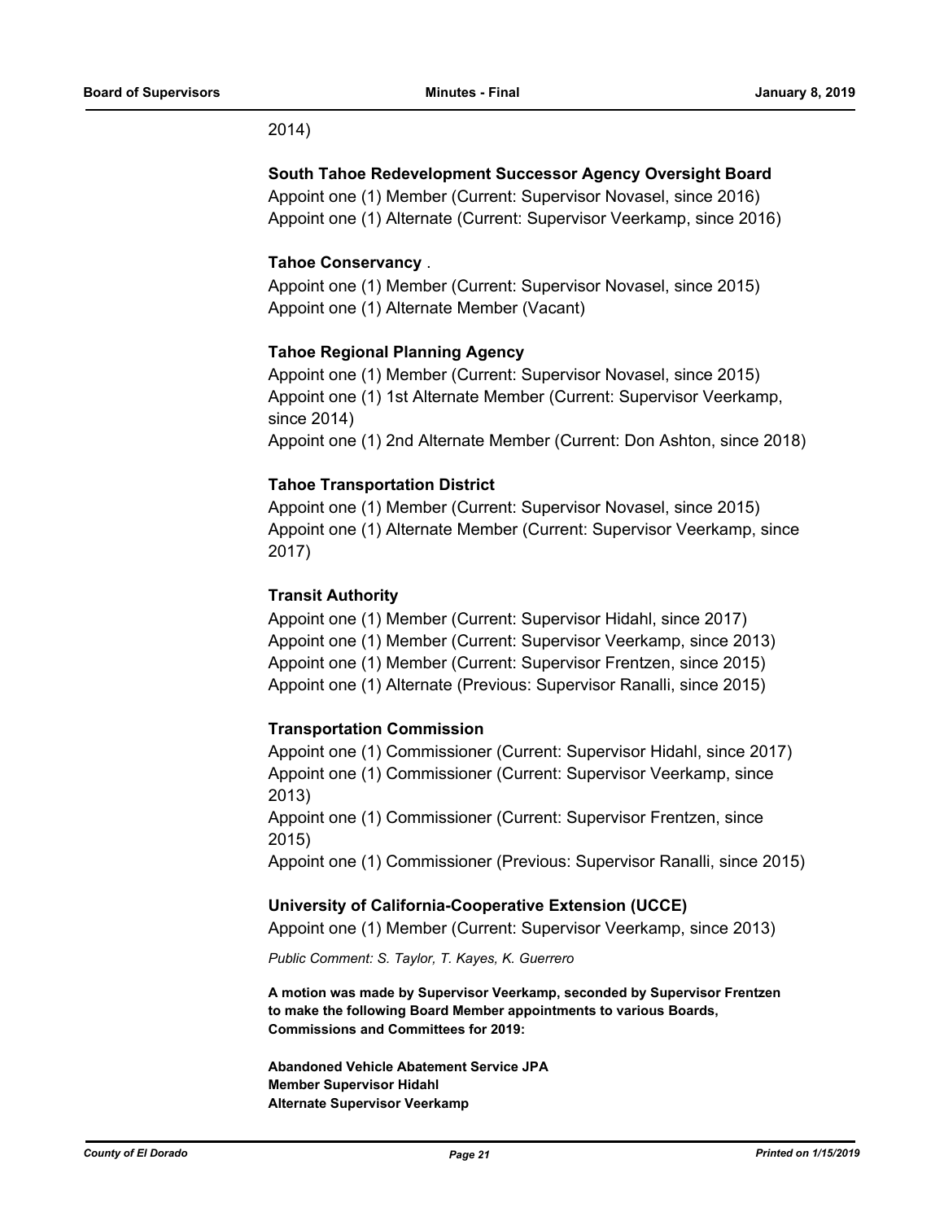2014)

**South Tahoe Redevelopment Successor Agency Oversight Board**

Appoint one (1) Member (Current: Supervisor Novasel, since 2016)
Appoint one (1) Alternate (Current: Supervisor Veerkamp, since 2016)

**Tahoe Conservancy** .

Appoint one (1) Member (Current: Supervisor Novasel, since 2015)
Appoint one (1) Alternate Member (Vacant)

**Tahoe Regional Planning Agency**

Appoint one (1) Member (Current: Supervisor Novasel, since 2015)
Appoint one (1) 1st Alternate Member (Current: Supervisor Veerkamp, since 2014)
Appoint one (1) 2nd Alternate Member (Current: Don Ashton, since 2018)

**Tahoe Transportation District**

Appoint one (1) Member (Current: Supervisor Novasel, since 2015)
Appoint one (1) Alternate Member (Current: Supervisor Veerkamp, since 2017)

**Transit Authority**

Appoint one (1) Member (Current: Supervisor Hidahl, since 2017)
Appoint one (1) Member (Current: Supervisor Veerkamp, since 2013)
Appoint one (1) Member (Current: Supervisor Frentzen, since 2015)
Appoint one (1) Alternate (Previous: Supervisor Ranalli, since 2015)

**Transportation Commission**

Appoint one (1) Commissioner (Current: Supervisor Hidahl, since 2017)
Appoint one (1) Commissioner (Current: Supervisor Veerkamp, since 2013)
Appoint one (1) Commissioner (Current: Supervisor Frentzen, since 2015)
Appoint one (1) Commissioner (Previous: Supervisor Ranalli, since 2015)

**University of California-Cooperative Extension (UCCE)**

Appoint one (1) Member (Current: Supervisor Veerkamp, since 2013)

*Public Comment: S. Taylor, T. Kayes, K. Guerrero*

**A motion was made by Supervisor Veerkamp, seconded by Supervisor Frentzen to make the following Board Member appointments to various Boards, Commissions and Committees for 2019:**

**Abandoned Vehicle Abatement Service JPA**
**Member Supervisor Hidahl**
**Alternate Supervisor Veerkamp**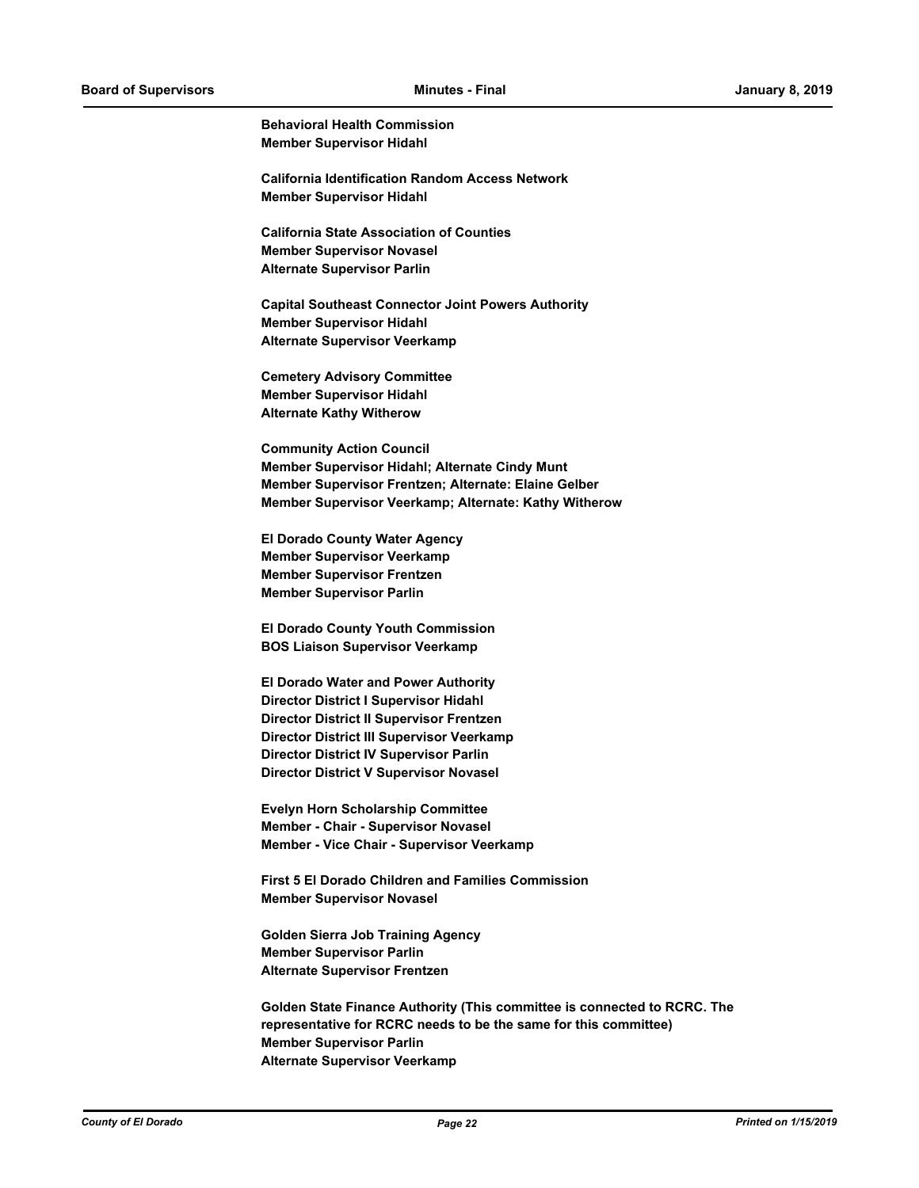**Behavioral Health Commission**
**Member Supervisor Hidahl**

**California Identification Random Access Network**
**Member Supervisor Hidahl**

**California State Association of Counties**
**Member Supervisor Novasel**
**Alternate Supervisor Parlin**

**Capital Southeast Connector Joint Powers Authority**
**Member Supervisor Hidahl**
**Alternate Supervisor Veerkamp**

**Cemetery Advisory Committee**
**Member Supervisor Hidahl**
**Alternate Kathy Witherow**

**Community Action Council**
**Member Supervisor Hidahl; Alternate Cindy Munt**
**Member Supervisor Frentzen; Alternate: Elaine Gelber**
**Member Supervisor Veerkamp; Alternate: Kathy Witherow**

**El Dorado County Water Agency**
**Member Supervisor Veerkamp**
**Member Supervisor Frentzen**
**Member Supervisor Parlin**

**El Dorado County Youth Commission**
**BOS Liaison Supervisor Veerkamp**

**El Dorado Water and Power Authority**
**Director District I Supervisor Hidahl**
**Director District II Supervisor Frentzen**
**Director District III Supervisor Veerkamp**
**Director District IV Supervisor Parlin**
**Director District V Supervisor Novasel**

**Evelyn Horn Scholarship Committee**
**Member - Chair - Supervisor Novasel**
**Member - Vice Chair - Supervisor Veerkamp**

**First 5 El Dorado Children and Families Commission**
**Member Supervisor Novasel**

**Golden Sierra Job Training Agency**
**Member Supervisor Parlin**
**Alternate Supervisor Frentzen**

**Golden State Finance Authority (This committee is connected to RCRC. The representative for RCRC needs to be the same for this committee)**
**Member Supervisor Parlin**
**Alternate Supervisor Veerkamp**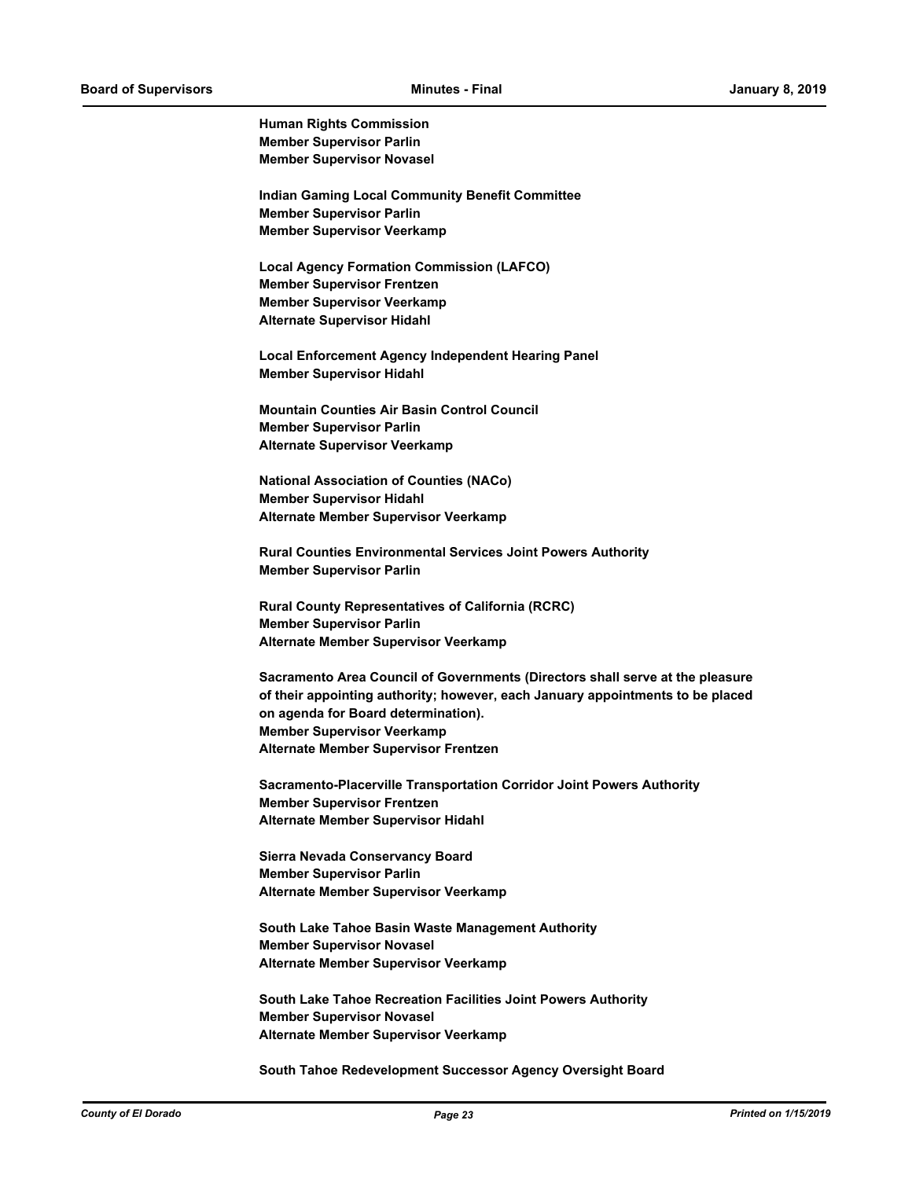**Human Rights Commission**
**Member Supervisor Parlin**
**Member Supervisor Novasel**

**Indian Gaming Local Community Benefit Committee**
**Member Supervisor Parlin**
**Member Supervisor Veerkamp**

**Local Agency Formation Commission (LAFCO)**
**Member Supervisor Frentzen**
**Member Supervisor Veerkamp**
**Alternate Supervisor Hidahl**

**Local Enforcement Agency Independent Hearing Panel**
**Member Supervisor Hidahl**

**Mountain Counties Air Basin Control Council**
**Member Supervisor Parlin**
**Alternate Supervisor Veerkamp**

**National Association of Counties (NACo)**
**Member Supervisor Hidahl**
**Alternate Member Supervisor Veerkamp**

**Rural Counties Environmental Services Joint Powers Authority**
**Member Supervisor Parlin**

**Rural County Representatives of California (RCRC)**
**Member Supervisor Parlin**
**Alternate Member Supervisor Veerkamp**

**Sacramento Area Council of Governments (Directors shall serve at the pleasure of their appointing authority; however, each January appointments to be placed on agenda for Board determination).**
**Member Supervisor Veerkamp**
**Alternate Member Supervisor Frentzen**

**Sacramento-Placerville Transportation Corridor Joint Powers Authority**
**Member Supervisor Frentzen**
**Alternate Member Supervisor Hidahl**

**Sierra Nevada Conservancy Board**
**Member Supervisor Parlin**
**Alternate Member Supervisor Veerkamp**

**South Lake Tahoe Basin Waste Management Authority**
**Member Supervisor Novasel**
**Alternate Member Supervisor Veerkamp**

**South Lake Tahoe Recreation Facilities Joint Powers Authority**
**Member Supervisor Novasel**
**Alternate Member Supervisor Veerkamp**

**South Tahoe Redevelopment Successor Agency Oversight Board**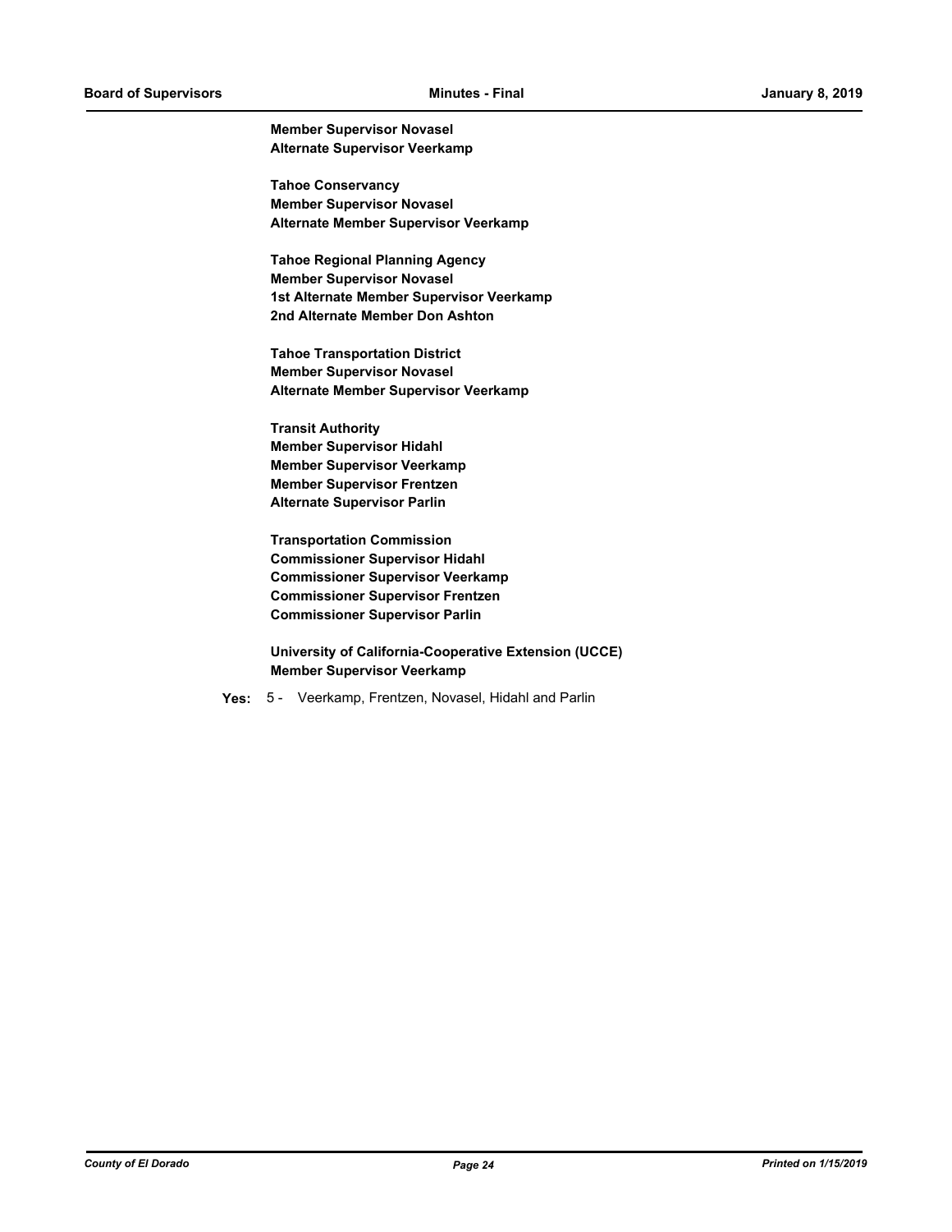**Member Supervisor Novasel**
**Alternate Supervisor Veerkamp**

**Tahoe Conservancy**
**Member Supervisor Novasel**
**Alternate Member Supervisor Veerkamp**

**Tahoe Regional Planning Agency**
**Member Supervisor Novasel**
**1st Alternate Member Supervisor Veerkamp**
**2nd Alternate Member Don Ashton**

**Tahoe Transportation District**
**Member Supervisor Novasel**
**Alternate Member Supervisor Veerkamp**

**Transit Authority**
**Member Supervisor Hidahl**
**Member Supervisor Veerkamp**
**Member Supervisor Frentzen**
**Alternate Supervisor Parlin**

**Transportation Commission**
**Commissioner Supervisor Hidahl**
**Commissioner Supervisor Veerkamp**
**Commissioner Supervisor Frentzen**
**Commissioner Supervisor Parlin**

**University of California-Cooperative Extension (UCCE)**
**Member Supervisor Veerkamp**

**Yes:** 5 - Veerkamp, Frentzen, Novasel, Hidahl and Parlin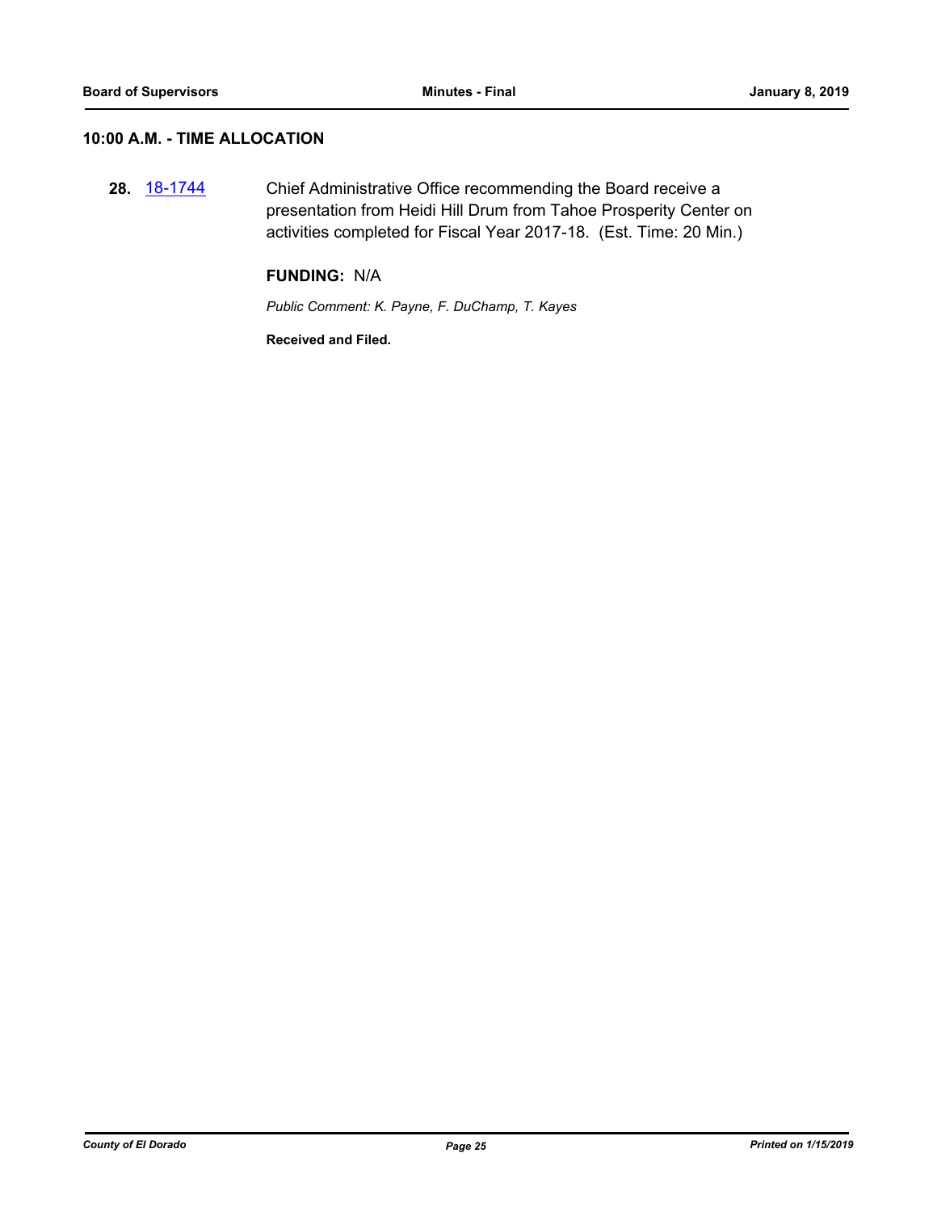## 10:00 A.M. - TIME ALLOCATION

**28.** 18-1744 Chief Administrative Office recommending the Board receive a presentation from Heidi Hill Drum from Tahoe Prosperity Center on activities completed for Fiscal Year 2017-18. (Est. Time: 20 Min.)

**FUNDING:** N/A

*Public Comment: K. Payne, F. DuChamp, T. Kayes*

**Received and Filed.**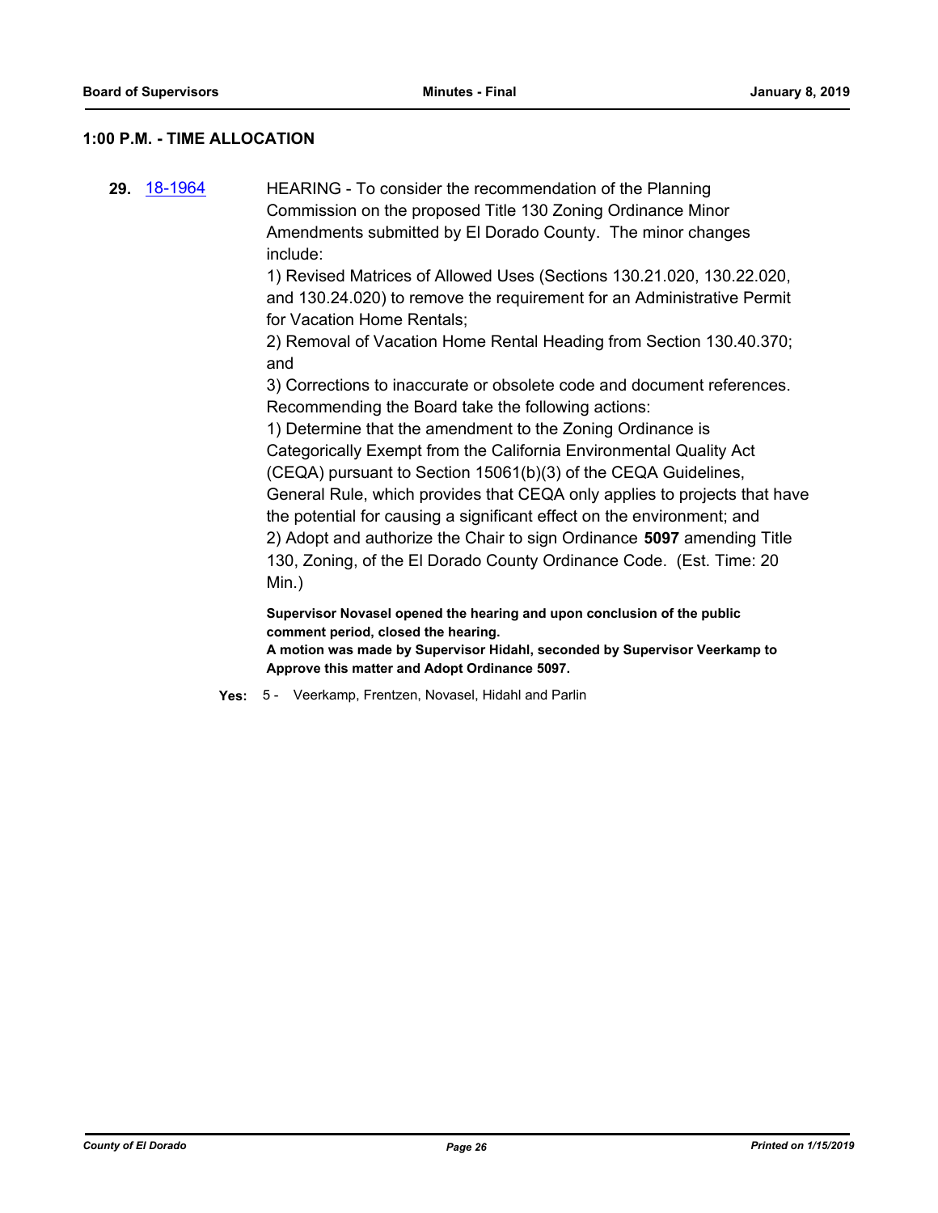## 1:00 P.M. - TIME ALLOCATION

**29.** 18-1964 HEARING - To consider the recommendation of the Planning Commission on the proposed Title 130 Zoning Ordinance Minor Amendments submitted by El Dorado County. The minor changes include:

1) Revised Matrices of Allowed Uses (Sections 130.21.020, 130.22.020, and 130.24.020) to remove the requirement for an Administrative Permit for Vacation Home Rentals;

2) Removal of Vacation Home Rental Heading from Section 130.40.370; and

3) Corrections to inaccurate or obsolete code and document references.

Recommending the Board take the following actions:

1) Determine that the amendment to the Zoning Ordinance is Categorically Exempt from the California Environmental Quality Act (CEQA) pursuant to Section 15061(b)(3) of the CEQA Guidelines, General Rule, which provides that CEQA only applies to projects that have the potential for causing a significant effect on the environment; and

2) Adopt and authorize the Chair to sign Ordinance **5097** amending Title 130, Zoning, of the El Dorado County Ordinance Code. (Est. Time: 20 Min.)

**Supervisor Novasel opened the hearing and upon conclusion of the public comment period, closed the hearing.**

**A motion was made by Supervisor Hidahl, seconded by Supervisor Veerkamp to Approve this matter and Adopt Ordinance 5097.**

**Yes:** 5 - Veerkamp, Frentzen, Novasel, Hidahl and Parlin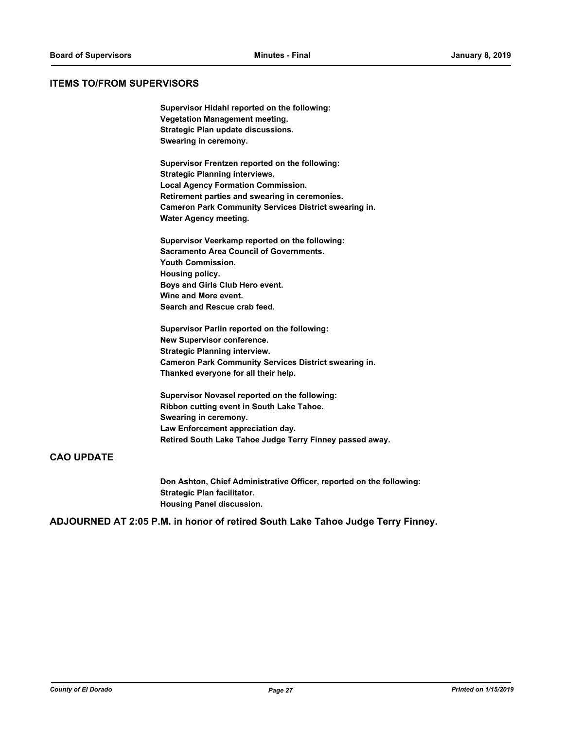## ITEMS TO/FROM SUPERVISORS

**Supervisor Hidahl reported on the following:**
**Vegetation Management meeting.**
**Strategic Plan update discussions.**
**Swearing in ceremony.**

**Supervisor Frentzen reported on the following:**
**Strategic Planning interviews.**
**Local Agency Formation Commission.**
**Retirement parties and swearing in ceremonies.**
**Cameron Park Community Services District swearing in.**
**Water Agency meeting.**

**Supervisor Veerkamp reported on the following:**
**Sacramento Area Council of Governments.**
**Youth Commission.**
**Housing policy.**
**Boys and Girls Club Hero event.**
**Wine and More event.**
**Search and Rescue crab feed.**

**Supervisor Parlin reported on the following:**
**New Supervisor conference.**
**Strategic Planning interview.**
**Cameron Park Community Services District swearing in.**
**Thanked everyone for all their help.**

**Supervisor Novasel reported on the following:**
**Ribbon cutting event in South Lake Tahoe.**
**Swearing in ceremony.**
**Law Enforcement appreciation day.**
**Retired South Lake Tahoe Judge Terry Finney passed away.**

## CAO UPDATE

**Don Ashton, Chief Administrative Officer, reported on the following:**
**Strategic Plan facilitator.**
**Housing Panel discussion.**

**ADJOURNED AT 2:05 P.M. in honor of retired South Lake Tahoe Judge Terry Finney.**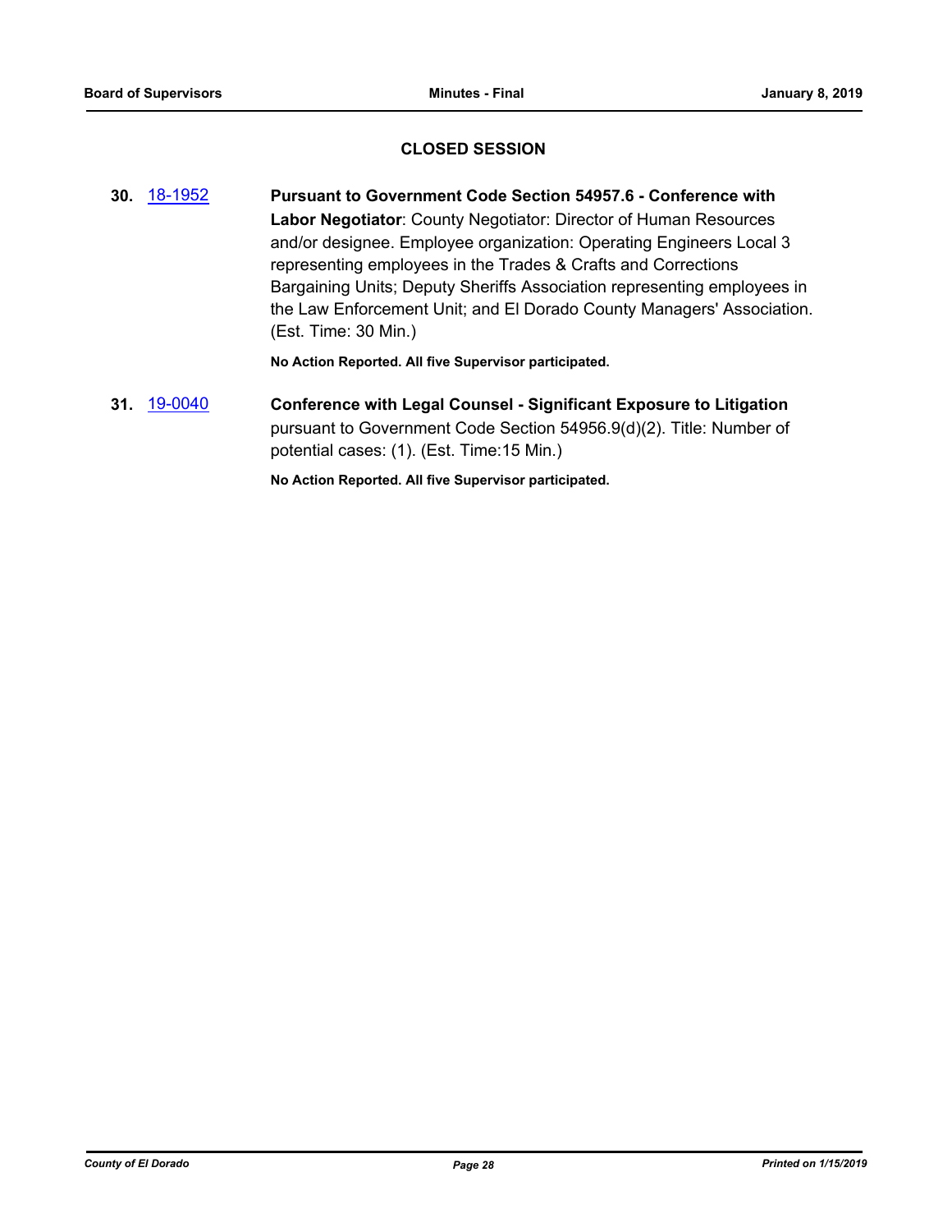## CLOSED SESSION

**30.** 18-1952 **Pursuant to Government Code Section 54957.6 - Conference with Labor Negotiator**: County Negotiator: Director of Human Resources and/or designee. Employee organization: Operating Engineers Local 3 representing employees in the Trades & Crafts and Corrections Bargaining Units; Deputy Sheriffs Association representing employees in the Law Enforcement Unit; and El Dorado County Managers' Association. (Est. Time: 30 Min.)

**No Action Reported. All five Supervisor participated.**

**31.** 19-0040 **Conference with Legal Counsel - Significant Exposure to Litigation** pursuant to Government Code Section 54956.9(d)(2). Title: Number of potential cases: (1). (Est. Time:15 Min.)

**No Action Reported. All five Supervisor participated.**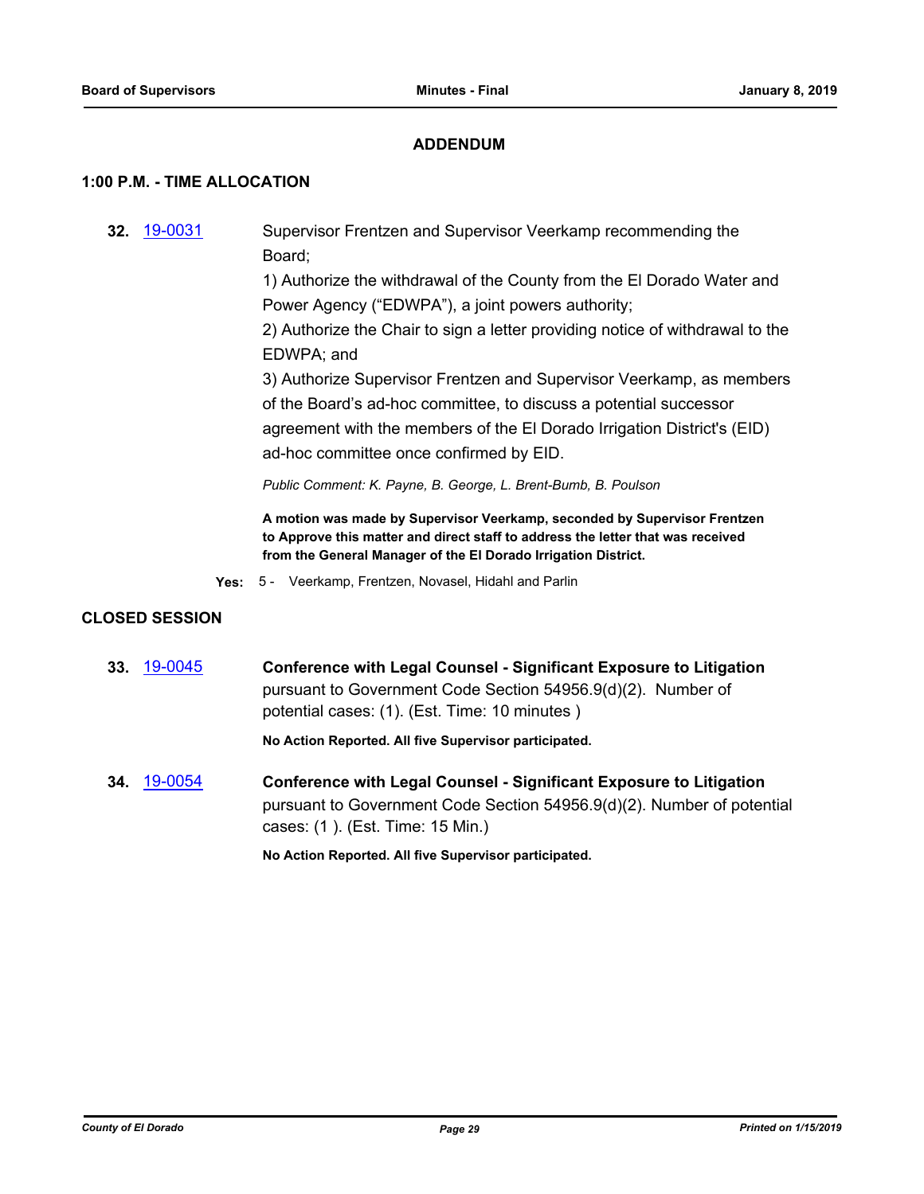## ADDENDUM

### 1:00 P.M. - TIME ALLOCATION

**32.** 19-0031 Supervisor Frentzen and Supervisor Veerkamp recommending the Board;

1) Authorize the withdrawal of the County from the El Dorado Water and Power Agency ("EDWPA"), a joint powers authority;

2) Authorize the Chair to sign a letter providing notice of withdrawal to the EDWPA; and

3) Authorize Supervisor Frentzen and Supervisor Veerkamp, as members of the Board's ad-hoc committee, to discuss a potential successor agreement with the members of the El Dorado Irrigation District's (EID) ad-hoc committee once confirmed by EID.

*Public Comment: K. Payne, B. George, L. Brent-Bumb, B. Poulson*

**A motion was made by Supervisor Veerkamp, seconded by Supervisor Frentzen to Approve this matter and direct staff to address the letter that was received from the General Manager of the El Dorado Irrigation District.**

**Yes:** 5 - Veerkamp, Frentzen, Novasel, Hidahl and Parlin

### CLOSED SESSION

**33.** 19-0045 **Conference with Legal Counsel - Significant Exposure to Litigation** pursuant to Government Code Section 54956.9(d)(2). Number of potential cases: (1). (Est. Time: 10 minutes )

**No Action Reported. All five Supervisor participated.**

**34.** 19-0054 **Conference with Legal Counsel - Significant Exposure to Litigation** pursuant to Government Code Section 54956.9(d)(2). Number of potential cases: (1 ). (Est. Time: 15 Min.)

**No Action Reported. All five Supervisor participated.**